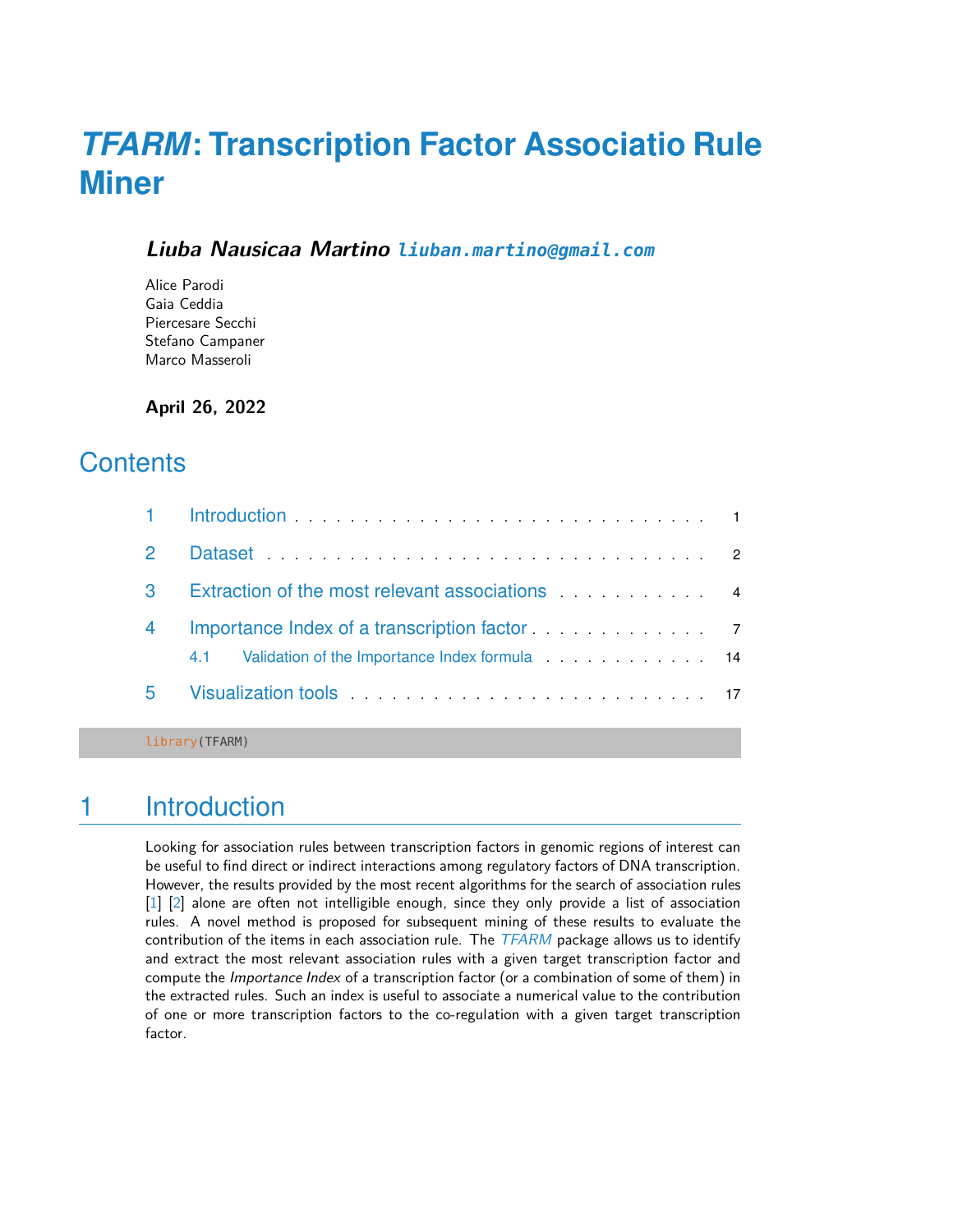# *TFARM*: Transcription Factor Associatio Rule Miner

***Liuba Nausicaa Martino*** **liuban.martino@gmail.com**

Alice Parodi
Gaia Ceddia
Piercesare Secchi
Stefano Campaner
Marco Masseroli

**April 26, 2022**

## Contents

1 Introduction . . . 1

2 Dataset . . . 2

3 Extraction of the most relevant associations . . . 4

4 Importance Index of a transcription factor . . . 7

4.1 Validation of the Importance Index formula . . . 14

5 Visualization tools . . . 17

```
library(TFARM)
```

## 1 Introduction

Looking for association rules between transcription factors in genomic regions of interest can be useful to find direct or indirect interactions among regulatory factors of DNA transcription. However, the results provided by the most recent algorithms for the search of association rules [1] [2] alone are often not intelligible enough, since they only provide a list of association rules. A novel method is proposed for subsequent mining of these results to evaluate the contribution of the items in each association rule. The *TFARM* package allows us to identify and extract the most relevant association rules with a given target transcription factor and compute the *Importance Index* of a transcription factor (or a combination of some of them) in the extracted rules. Such an index is useful to associate a numerical value to the contribution of one or more transcription factors to the co-regulation with a given target transcription factor.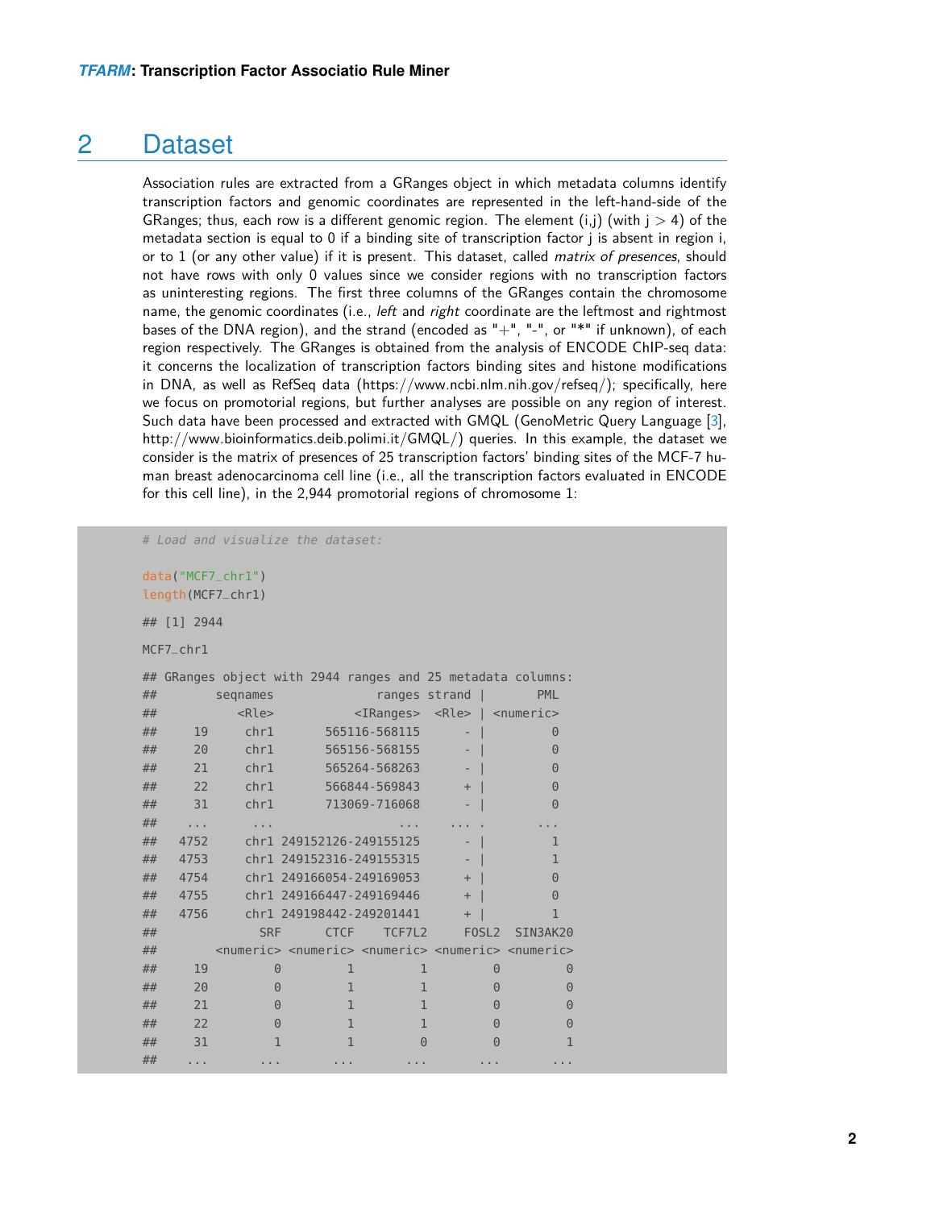# 2 Dataset

Association rules are extracted from a GRanges object in which metadata columns identify transcription factors and genomic coordinates are represented in the left-hand-side of the GRanges; thus, each row is a different genomic region. The element (i,j) (with j > 4) of the metadata section is equal to 0 if a binding site of transcription factor j is absent in region i, or to 1 (or any other value) if it is present. This dataset, called *matrix of presences*, should not have rows with only 0 values since we consider regions with no transcription factors as uninteresting regions. The first three columns of the GRanges contain the chromosome name, the genomic coordinates (i.e., *left* and *right* coordinate are the leftmost and rightmost bases of the DNA region), and the strand (encoded as "+", "-", or "*" if unknown), of each region respectively. The GRanges is obtained from the analysis of ENCODE ChIP-seq data: it concerns the localization of transcription factors binding sites and histone modifications in DNA, as well as RefSeq data (https://www.ncbi.nlm.nih.gov/refseq/); specifically, here we focus on promotorial regions, but further analyses are possible on any region of interest. Such data have been processed and extracted with GMQL (GenoMetric Query Language [3], http://www.bioinformatics.deib.polimi.it/GMQL/) queries. In this example, the dataset we consider is the matrix of presences of 25 transcription factors' binding sites of the MCF-7 human breast adenocarcinoma cell line (i.e., all the transcription factors evaluated in ENCODE for this cell line), in the 2,944 promotorial regions of chromosome 1:

```
# Load and visualize the dataset:

data("MCF7_chr1")
length(MCF7_chr1)

## [1] 2944

MCF7_chr1

## GRanges object with 2944 ranges and 25 metadata columns:
##        seqnames              ranges strand |       PML
##           <Rle>           <IRanges>  <Rle> | <numeric>
##     19     chr1       565116-568115      - |         0
##     20     chr1       565156-568155      - |         0
##     21     chr1       565264-568263      - |         0
##     22     chr1       566844-569843      + |         0
##     31     chr1       713069-716068      - |         0
##    ...      ...                 ...    ... .       ...
##   4752     chr1 249152126-249155125      - |         1
##   4753     chr1 249152316-249155315      - |         1
##   4754     chr1 249166054-249169053      + |         0
##   4755     chr1 249166447-249169446      + |         0
##   4756     chr1 249198442-249201441      + |         1
##              SRF      CTCF    TCF7L2     FOSL2  SIN3AK20
##        <numeric> <numeric> <numeric> <numeric> <numeric>
##     19         0         1         1         0         0
##     20         0         1         1         0         0
##     21         0         1         1         0         0
##     22         0         1         1         0         0
##     31         1         1         0         0         1
##    ...       ...       ...       ...       ...       ...
```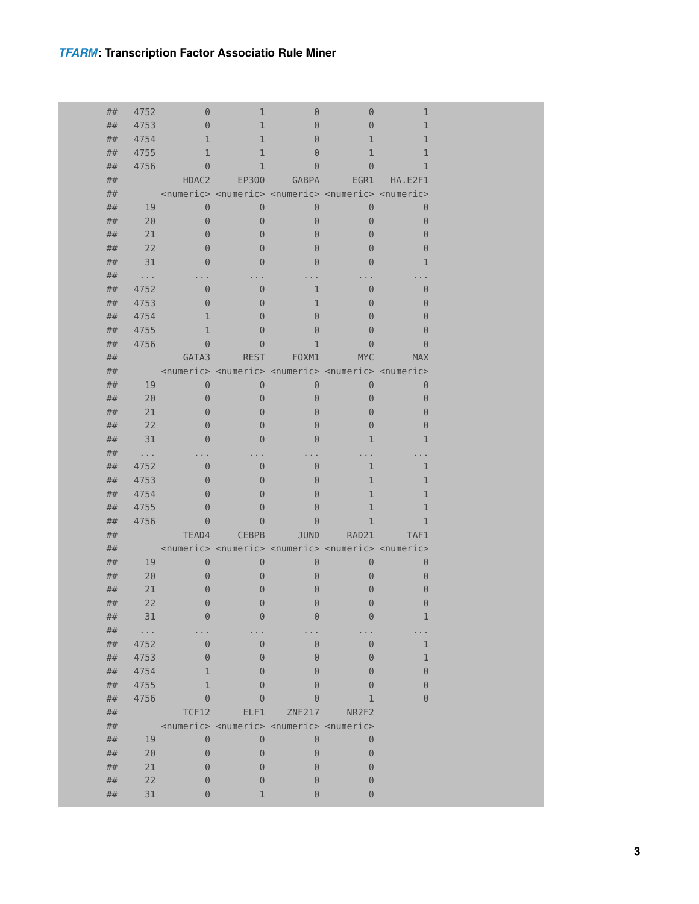```
##    4752         0         1         0         0         1
##    4753         0         1         0         0         1
##    4754         1         1         0         1         1
##    4755         1         1         0         1         1
##    4756         0         1         0         0         1
##             HDAC2     EP300     GABPA      EGR1   HA.E2F1
##         <numeric> <numeric> <numeric> <numeric> <numeric>
##      19         0         0         0         0         0
##      20         0         0         0         0         0
##      21         0         0         0         0         0
##      22         0         0         0         0         0
##      31         0         0         0         0         1
##     ...       ...       ...       ...       ...       ...
##    4752         0         0         1         0         0
##    4753         0         0         1         0         0
##    4754         1         0         0         0         0
##    4755         1         0         0         0         0
##    4756         0         0         1         0         0
##             GATA3      REST     FOXM1       MYC       MAX
##         <numeric> <numeric> <numeric> <numeric> <numeric>
##      19         0         0         0         0         0
##      20         0         0         0         0         0
##      21         0         0         0         0         0
##      22         0         0         0         0         0
##      31         0         0         0         1         1
##     ...       ...       ...       ...       ...       ...
##    4752         0         0         0         1         1
##    4753         0         0         0         1         1
##    4754         0         0         0         1         1
##    4755         0         0         0         1         1
##    4756         0         0         0         1         1
##             TEAD4     CEBPB      JUND     RAD21      TAF1
##         <numeric> <numeric> <numeric> <numeric> <numeric>
##      19         0         0         0         0         0
##      20         0         0         0         0         0
##      21         0         0         0         0         0
##      22         0         0         0         0         0
##      31         0         0         0         0         1
##     ...       ...       ...       ...       ...       ...
##    4752         0         0         0         0         1
##    4753         0         0         0         0         1
##    4754         1         0         0         0         0
##    4755         1         0         0         0         0
##    4756         0         0         0         1         0
##             TCF12      ELF1    ZNF217     NR2F2
##         <numeric> <numeric> <numeric> <numeric>
##      19         0         0         0         0
##      20         0         0         0         0
##      21         0         0         0         0
##      22         0         0         0         0
##      31         0         1         0         0
```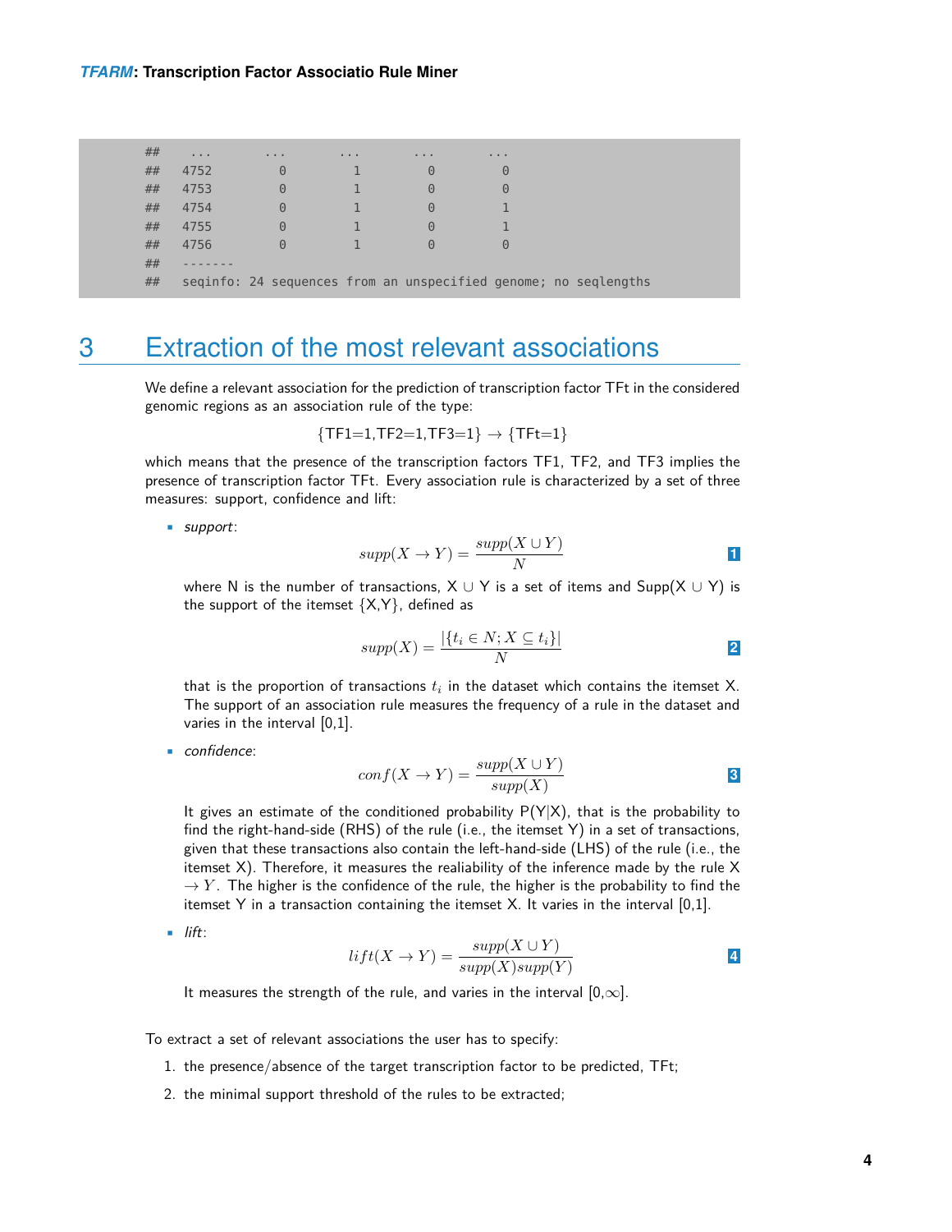```
##     ...        ...        ...        ...        ...
##    4752          0          1          0          0
##    4753          0          1          0          0
##    4754          0          1          0          1
##    4755          0          1          0          1
##    4756          0          1          0          0
##    -------
##    seqinfo: 24 sequences from an unspecified genome; no seqlengths
```

# 3 Extraction of the most relevant associations

We define a relevant association for the prediction of transcription factor TFt in the considered genomic regions as an association rule of the type:

$$\{TF1{=}1,TF2{=}1,TF3{=}1\} \rightarrow \{TFt{=}1\}$$

which means that the presence of the transcription factors TF1, TF2, and TF3 implies the presence of transcription factor TFt. Every association rule is characterized by a set of three measures: support, confidence and lift:

- *support*:

$$supp(X \rightarrow Y) = \frac{supp(X \cup Y)}{N} \quad (1)$$

  where N is the number of transactions, X ∪ Y is a set of items and Supp(X ∪ Y) is the support of the itemset {X,Y}, defined as

$$supp(X) = \frac{|\{t_i \in N; X \subseteq t_i\}|}{N} \quad (2)$$

  that is the proportion of transactions $t_i$ in the dataset which contains the itemset X. The support of an association rule measures the frequency of a rule in the dataset and varies in the interval [0,1].

- *confidence*:

$$conf(X \rightarrow Y) = \frac{supp(X \cup Y)}{supp(X)} \quad (3)$$

  It gives an estimate of the conditioned probability P(Y|X), that is the probability to find the right-hand-side (RHS) of the rule (i.e., the itemset Y) in a set of transactions, given that these transactions also contain the left-hand-side (LHS) of the rule (i.e., the itemset X). Therefore, it measures the realiability of the inference made by the rule X $\rightarrow Y$. The higher is the confidence of the rule, the higher is the probability to find the itemset Y in a transaction containing the itemset X. It varies in the interval [0,1].

- *lift*:

$$lift(X \rightarrow Y) = \frac{supp(X \cup Y)}{supp(X)supp(Y)} \quad (4)$$

  It measures the strength of the rule, and varies in the interval $[0,\infty]$.

To extract a set of relevant associations the user has to specify:

1. the presence/absence of the target transcription factor to be predicted, TFt;
2. the minimal support threshold of the rules to be extracted;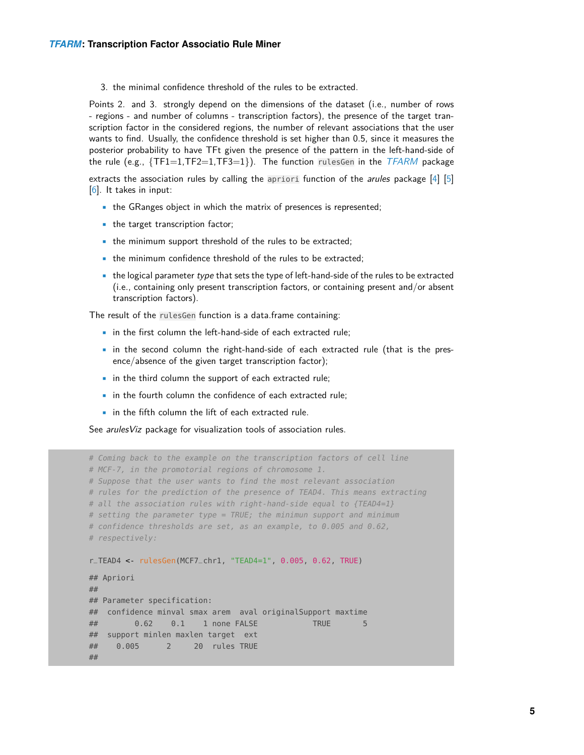3. the minimal confidence threshold of the rules to be extracted.

Points 2. and 3. strongly depend on the dimensions of the dataset (i.e., number of rows - regions - and number of columns - transcription factors), the presence of the target transcription factor in the considered regions, the number of relevant associations that the user wants to find. Usually, the confidence threshold is set higher than 0.5, since it measures the posterior probability to have TFt given the presence of the pattern in the left-hand-side of the rule (e.g., {TF1=1,TF2=1,TF3=1}). The function `rulesGen` in the *TFARM* package extracts the association rules by calling the `apriori` function of the *arules* package [4] [5] [6]. It takes in input:

- the GRanges object in which the matrix of presences is represented;
- the target transcription factor;
- the minimum support threshold of the rules to be extracted;
- the minimum confidence threshold of the rules to be extracted;
- the logical parameter *type* that sets the type of left-hand-side of the rules to be extracted (i.e., containing only present transcription factors, or containing present and/or absent transcription factors).

The result of the `rulesGen` function is a data.frame containing:

- in the first column the left-hand-side of each extracted rule;
- in the second column the right-hand-side of each extracted rule (that is the presence/absence of the given target transcription factor);
- in the third column the support of each extracted rule;
- in the fourth column the confidence of each extracted rule;
- in the fifth column the lift of each extracted rule.

See *arulesViz* package for visualization tools of association rules.

```
# Coming back to the example on the transcription factors of cell line
# MCF-7, in the promotorial regions of chromosome 1.
# Suppose that the user wants to find the most relevant association
# rules for the prediction of the presence of TEAD4. This means extracting
# all the association rules with right-hand-side equal to {TEAD4=1}
# setting the parameter type = TRUE; the minimun support and minimum
# confidence thresholds are set, as an example, to 0.005 and 0.62,
# respectively:

r_TEAD4 <- rulesGen(MCF7_chr1, "TEAD4=1", 0.005, 0.62, TRUE)

## Apriori
##
## Parameter specification:
##  confidence minval smax arem  aval originalSupport maxtime
##        0.62    0.1    1 none FALSE            TRUE       5
##  support minlen maxlen target  ext
##    0.005      2     20  rules TRUE
##
```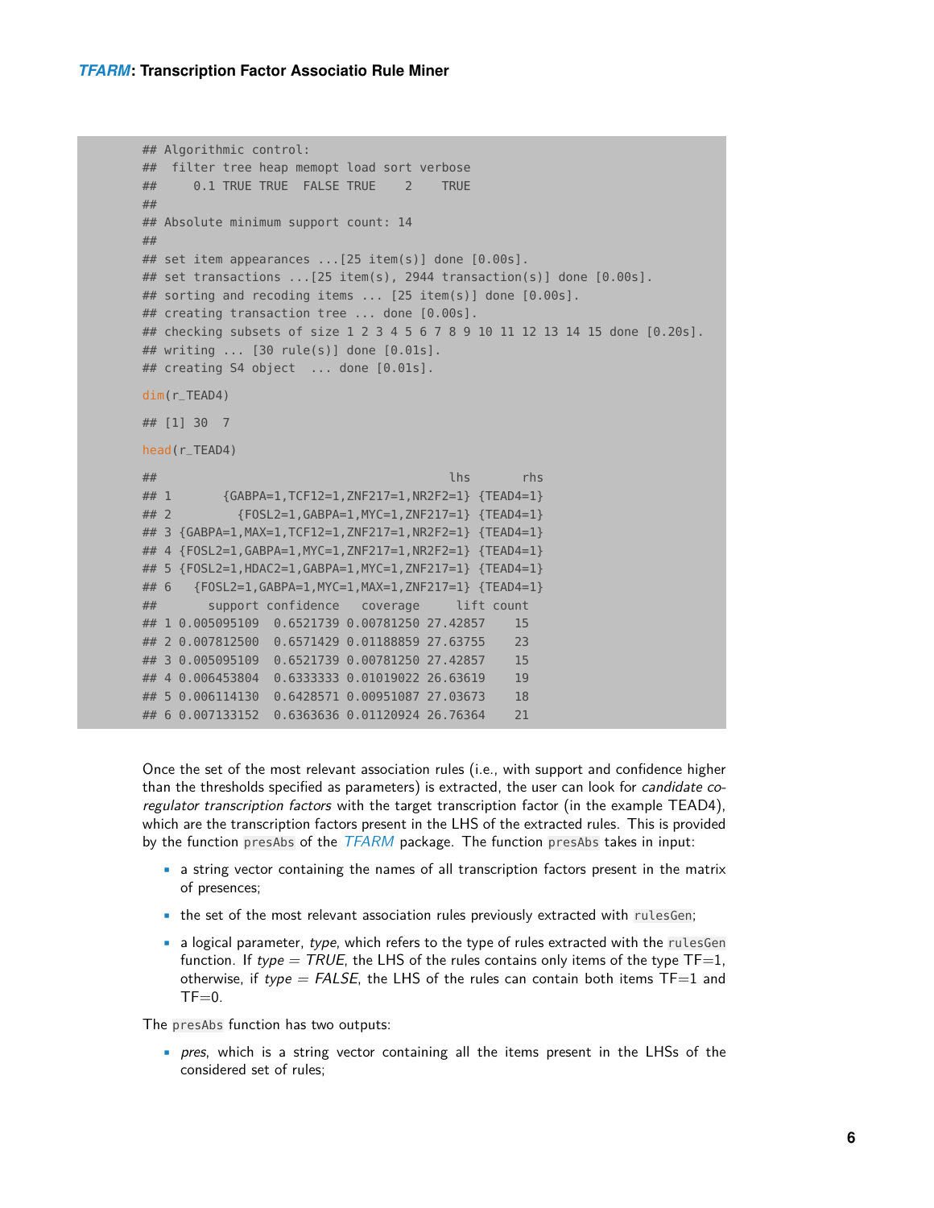```
## Algorithmic control:
##  filter tree heap memopt load sort verbose
##     0.1 TRUE TRUE  FALSE TRUE    2    TRUE
##
## Absolute minimum support count: 14
##
## set item appearances ...[25 item(s)] done [0.00s].
## set transactions ...[25 item(s), 2944 transaction(s)] done [0.00s].
## sorting and recoding items ... [25 item(s)] done [0.00s].
## creating transaction tree ... done [0.00s].
## checking subsets of size 1 2 3 4 5 6 7 8 9 10 11 12 13 14 15 done [0.20s].
## writing ... [30 rule(s)] done [0.01s].
## creating S4 object  ... done [0.01s].

dim(r_TEAD4)

## [1] 30  7

head(r_TEAD4)

##                                        lhs       rhs
## 1       {GABPA=1,TCF12=1,ZNF217=1,NR2F2=1} {TEAD4=1}
## 2         {FOSL2=1,GABPA=1,MYC=1,ZNF217=1} {TEAD4=1}
## 3 {GABPA=1,MAX=1,TCF12=1,ZNF217=1,NR2F2=1} {TEAD4=1}
## 4 {FOSL2=1,GABPA=1,MYC=1,ZNF217=1,NR2F2=1} {TEAD4=1}
## 5 {FOSL2=1,HDAC2=1,GABPA=1,MYC=1,ZNF217=1} {TEAD4=1}
## 6   {FOSL2=1,GABPA=1,MYC=1,MAX=1,ZNF217=1} {TEAD4=1}
##       support confidence   coverage     lift count
## 1 0.005095109  0.6521739 0.00781250 27.42857    15
## 2 0.007812500  0.6571429 0.01188859 27.63755    23
## 3 0.005095109  0.6521739 0.00781250 27.42857    15
## 4 0.006453804  0.6333333 0.01019022 26.63619    19
## 5 0.006114130  0.6428571 0.00951087 27.03673    18
## 6 0.007133152  0.6363636 0.01120924 26.76364    21
```

Once the set of the most relevant association rules (i.e., with support and confidence higher than the thresholds specified as parameters) is extracted, the user can look for *candidate co-regulator transcription factors* with the target transcription factor (in the example TEAD4), which are the transcription factors present in the LHS of the extracted rules. This is provided by the function `presAbs` of the *TFARM* package. The function `presAbs` takes in input:

- a string vector containing the names of all transcription factors present in the matrix of presences;
- the set of the most relevant association rules previously extracted with `rulesGen`;
- a logical parameter, *type*, which refers to the type of rules extracted with the `rulesGen` function. If *type* = *TRUE*, the LHS of the rules contains only items of the type TF=1, otherwise, if *type* = *FALSE*, the LHS of the rules can contain both items TF=1 and TF=0.

The `presAbs` function has two outputs:

- *pres*, which is a string vector containing all the items present in the LHSs of the considered set of rules;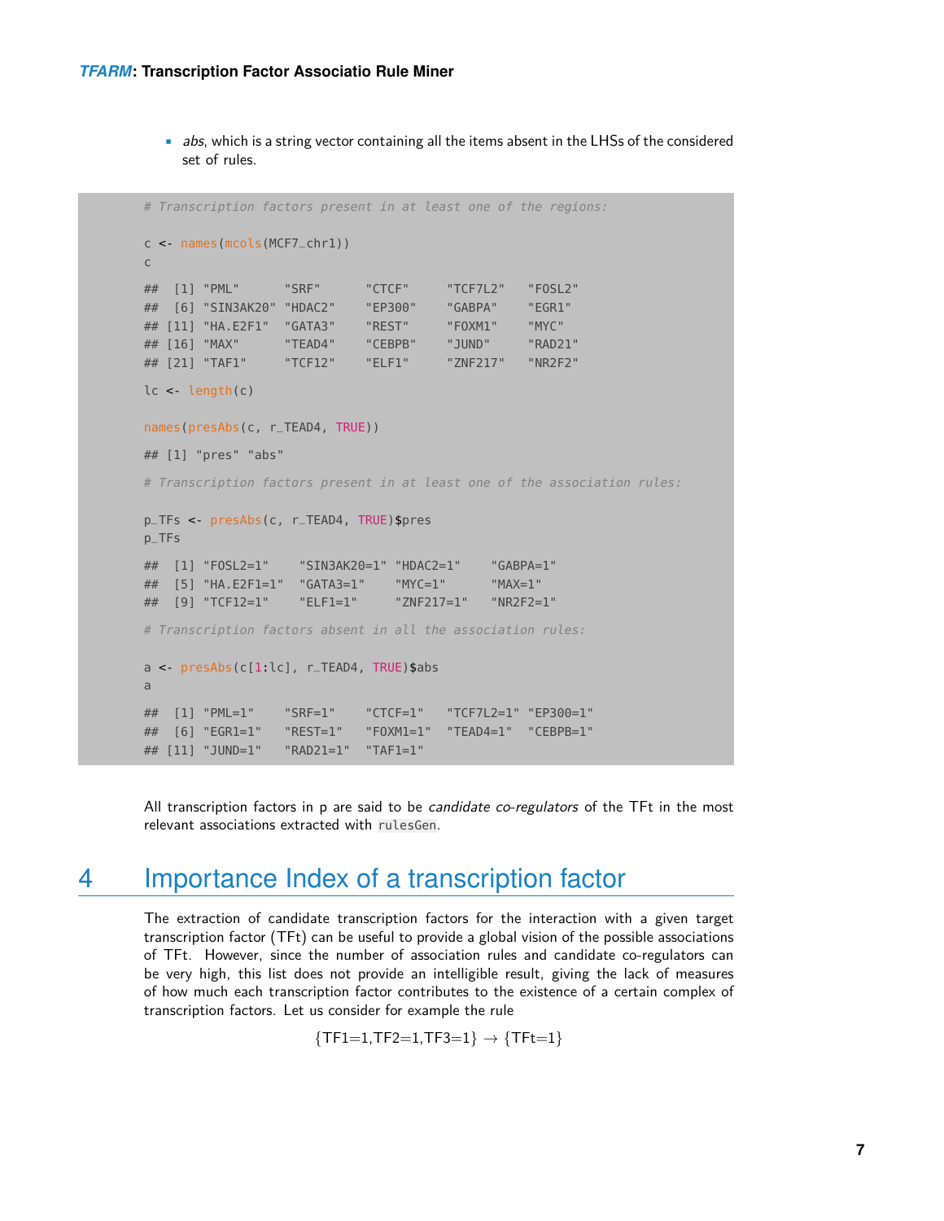- *abs*, which is a string vector containing all the items absent in the LHSs of the considered set of rules.

```
# Transcription factors present in at least one of the regions:

c <- names(mcols(MCF7_chr1))
c

##  [1] "PML"      "SRF"      "CTCF"     "TCF7L2"   "FOSL2"
##  [6] "SIN3AK20" "HDAC2"    "EP300"    "GABPA"    "EGR1"
## [11] "HA.E2F1"  "GATA3"    "REST"     "FOXM1"    "MYC"
## [16] "MAX"      "TEAD4"    "CEBPB"    "JUND"     "RAD21"
## [21] "TAF1"     "TCF12"    "ELF1"     "ZNF217"   "NR2F2"

lc <- length(c)

names(presAbs(c, r_TEAD4, TRUE))

## [1] "pres" "abs"

# Transcription factors present in at least one of the association rules:

p_TFs <- presAbs(c, r_TEAD4, TRUE)$pres
p_TFs

##  [1] "FOSL2=1"    "SIN3AK20=1" "HDAC2=1"    "GABPA=1"
##  [5] "HA.E2F1=1"  "GATA3=1"    "MYC=1"      "MAX=1"
##  [9] "TCF12=1"    "ELF1=1"     "ZNF217=1"   "NR2F2=1"

# Transcription factors absent in all the association rules:

a <- presAbs(c[1:lc], r_TEAD4, TRUE)$abs
a

##  [1] "PML=1"    "SRF=1"    "CTCF=1"   "TCF7L2=1" "EP300=1"
##  [6] "EGR1=1"   "REST=1"   "FOXM1=1"  "TEAD4=1"  "CEBPB=1"
## [11] "JUND=1"   "RAD21=1"  "TAF1=1"
```

All transcription factors in p are said to be *candidate co-regulators* of the TFt in the most relevant associations extracted with `rulesGen`.

# 4 Importance Index of a transcription factor

The extraction of candidate transcription factors for the interaction with a given target transcription factor (TFt) can be useful to provide a global vision of the possible associations of TFt. However, since the number of association rules and candidate co-regulators can be very high, this list does not provide an intelligible result, giving the lack of measures of how much each transcription factor contributes to the existence of a certain complex of transcription factors. Let us consider for example the rule

$$\{TF1{=}1, TF2{=}1, TF3{=}1\} \rightarrow \{TFt{=}1\}$$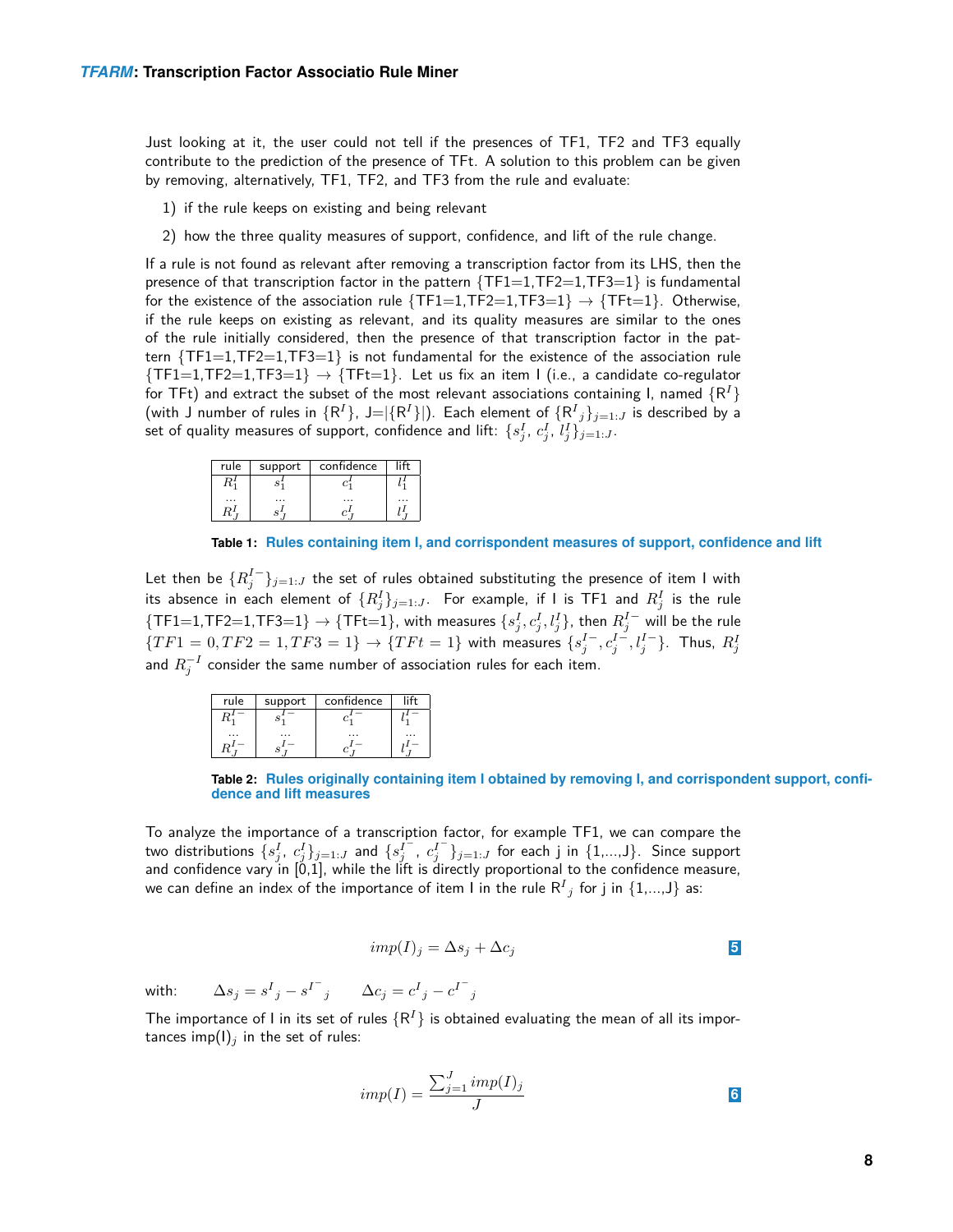Just looking at it, the user could not tell if the presences of TF1, TF2 and TF3 equally contribute to the prediction of the presence of TFt. A solution to this problem can be given by removing, alternatively, TF1, TF2, and TF3 from the rule and evaluate:

1) if the rule keeps on existing and being relevant
2) how the three quality measures of support, confidence, and lift of the rule change.

If a rule is not found as relevant after removing a transcription factor from its LHS, then the presence of that transcription factor in the pattern {TF1=1,TF2=1,TF3=1} is fundamental for the existence of the association rule {TF1=1,TF2=1,TF3=1} → {TFt=1}. Otherwise, if the rule keeps on existing as relevant, and its quality measures are similar to the ones of the rule initially considered, then the presence of that transcription factor in the pattern {TF1=1,TF2=1,TF3=1} is not fundamental for the existence of the association rule {TF1=1,TF2=1,TF3=1} → {TFt=1}. Let us fix an item I (i.e., a candidate co-regulator for TFt) and extract the subset of the most relevant associations containing I, named $\{R^I\}$ (with J number of rules in $\{R^I\}$, J=$|\{R^I\}|$). Each element of $\{R^I{}_j\}_{j=1:J}$ is described by a set of quality measures of support, confidence and lift: $\{s_j^I, c_j^I, l_j^I\}_{j=1:J}$.

| rule | support | confidence | lift |
|---|---|---|---|
| $R_1^I$ | $s_1^I$ | $c_1^I$ | $l_1^I$ |
| ... | ... | ... | ... |
| $R_J^I$ | $s_J^I$ | $c_J^I$ | $l_J^I$ |

**Table 1: Rules containing item I, and corrispondent measures of support, confidence and lift**

Let then be $\{R_j^{I-}\}_{j=1:J}$ the set of rules obtained substituting the presence of item I with its absence in each element of $\{R_j^I\}_{j=1:J}$. For example, if I is TF1 and $R_j^I$ is the rule {TF1=1,TF2=1,TF3=1} → {TFt=1}, with measures $\{s_j^I, c_j^I, l_j^I\}$, then $R_j^{I-}$ will be the rule $\{TF1 = 0, TF2 = 1, TF3 = 1\} \rightarrow \{TFt = 1\}$ with measures $\{s_j^{I-}, c_j^{I-}, l_j^{I-}\}$. Thus, $R_j^I$ and $R_j^{-I}$ consider the same number of association rules for each item.

| rule | support | confidence | lift |
|---|---|---|---|
| $R_1^{I-}$ | $s_1^{I-}$ | $c_1^{I-}$ | $l_1^{I-}$ |
| ... | ... | ... | ... |
| $R_J^{I-}$ | $s_J^{I-}$ | $c_J^{I-}$ | $l_J^{I-}$ |

**Table 2: Rules originally containing item I obtained by removing I, and corrispondent support, confidence and lift measures**

To analyze the importance of a transcription factor, for example TF1, we can compare the two distributions $\{s_j^I, c_j^I\}_{j=1:J}$ and $\{s_j^{I^-}, c_j^{I^-}\}_{j=1:J}$ for each j in {1,...,J}. Since support and confidence vary in [0,1], while the lift is directly proportional to the confidence measure, we can define an index of the importance of item I in the rule $R^I{}_j$ for j in {1,...,J} as:

$$imp(I)_j = \Delta s_j + \Delta c_j \quad (5)$$

with: $\quad \Delta s_j = s^I{}_j - s^{I^-}{}_j \qquad \Delta c_j = c^I{}_j - c^{I^-}{}_j$

The importance of I in its set of rules $\{R^I\}$ is obtained evaluating the mean of all its importances $imp(I)_j$ in the set of rules:

$$imp(I) = \frac{\sum_{j=1}^{J} imp(I)_j}{J} \quad (6)$$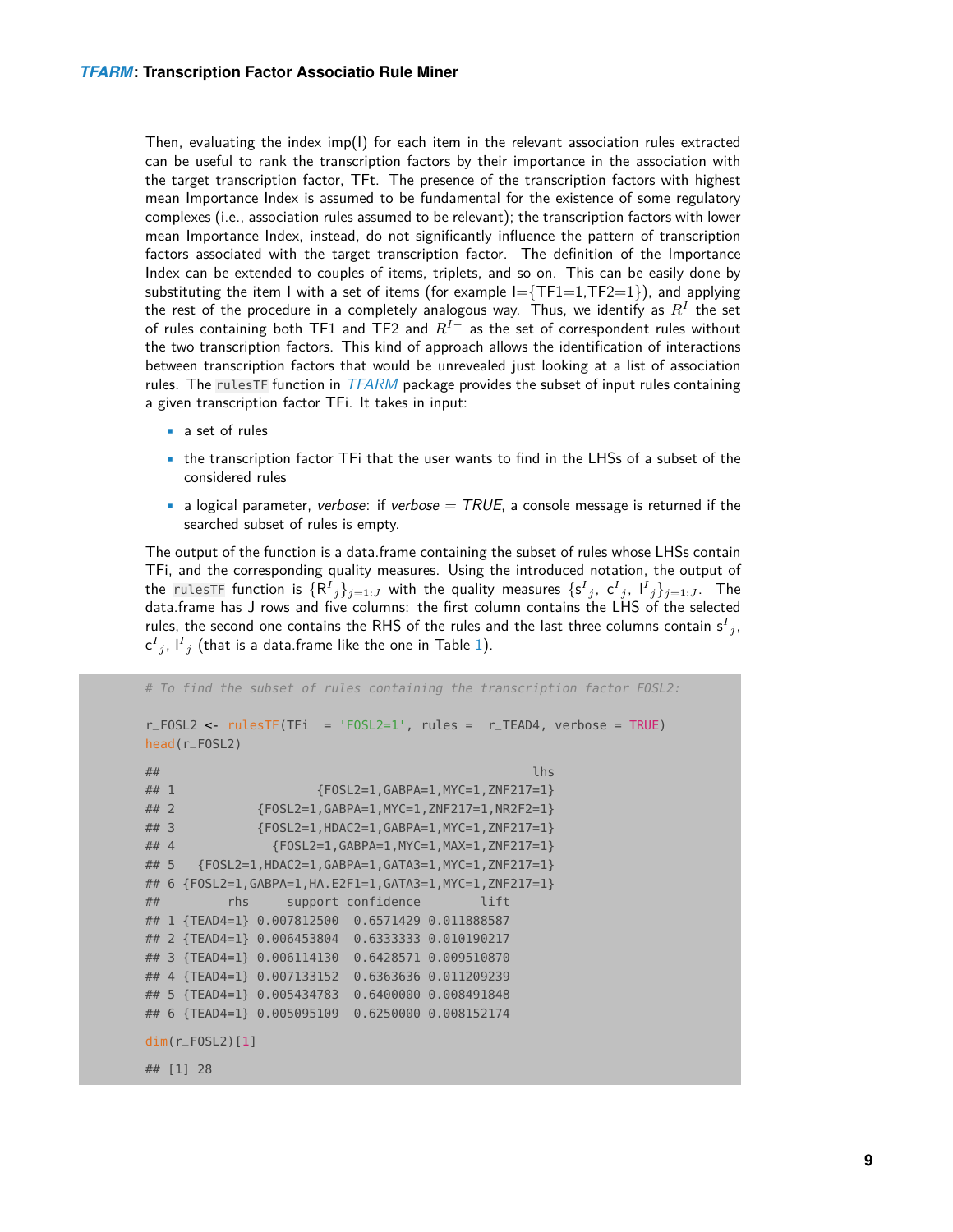Then, evaluating the index imp(I) for each item in the relevant association rules extracted can be useful to rank the transcription factors by their importance in the association with the target transcription factor, TFt. The presence of the transcription factors with highest mean Importance Index is assumed to be fundamental for the existence of some regulatory complexes (i.e., association rules assumed to be relevant); the transcription factors with lower mean Importance Index, instead, do not significantly influence the pattern of transcription factors associated with the target transcription factor. The definition of the Importance Index can be extended to couples of items, triplets, and so on. This can be easily done by substituting the item I with a set of items (for example I={TF1=1,TF2=1}), and applying the rest of the procedure in a completely analogous way. Thus, we identify as $R^I$ the set of rules containing both TF1 and TF2 and $R^{I-}$ as the set of correspondent rules without the two transcription factors. This kind of approach allows the identification of interactions between transcription factors that would be unrevealed just looking at a list of association rules. The `rulesTF` function in *TFARM* package provides the subset of input rules containing a given transcription factor TFi. It takes in input:

- a set of rules
- the transcription factor TFi that the user wants to find in the LHSs of a subset of the considered rules
- a logical parameter, *verbose*: if *verbose* = *TRUE*, a console message is returned if the searched subset of rules is empty.

The output of the function is a data.frame containing the subset of rules whose LHSs contain TFi, and the corresponding quality measures. Using the introduced notation, the output of the `rulesTF` function is $\{R^I{}_j\}_{j=1:J}$ with the quality measures $\{s^I{}_j,\ c^I{}_j,\ l^I{}_j\}_{j=1:J}$. The data.frame has J rows and five columns: the first column contains the LHS of the selected rules, the second one contains the RHS of the rules and the last three columns contain $s^I{}_j$, $c^I{}_j$, $l^I{}_j$ (that is a data.frame like the one in Table 1).

```
# To find the subset of rules containing the transcription factor FOSL2:

r_FOSL2 <- rulesTF(TFi  = 'FOSL2=1', rules =  r_TEAD4, verbose = TRUE)
head(r_FOSL2)

##                                              lhs
## 1                   {FOSL2=1,GABPA=1,MYC=1,ZNF217=1}
## 2           {FOSL2=1,GABPA=1,MYC=1,ZNF217=1,NR2F2=1}
## 3           {FOSL2=1,HDAC2=1,GABPA=1,MYC=1,ZNF217=1}
## 4             {FOSL2=1,GABPA=1,MYC=1,MAX=1,ZNF217=1}
## 5   {FOSL2=1,HDAC2=1,GABPA=1,GATA3=1,MYC=1,ZNF217=1}
## 6 {FOSL2=1,GABPA=1,HA.E2F1=1,GATA3=1,MYC=1,ZNF217=1}
##         rhs     support confidence        lift
## 1 {TEAD4=1} 0.007812500  0.6571429 0.011888587
## 2 {TEAD4=1} 0.006453804  0.6333333 0.010190217
## 3 {TEAD4=1} 0.006114130  0.6428571 0.009510870
## 4 {TEAD4=1} 0.007133152  0.6363636 0.011209239
## 5 {TEAD4=1} 0.005434783  0.6400000 0.008491848
## 6 {TEAD4=1} 0.005095109  0.6250000 0.008152174

dim(r_FOSL2)[1]

## [1] 28
```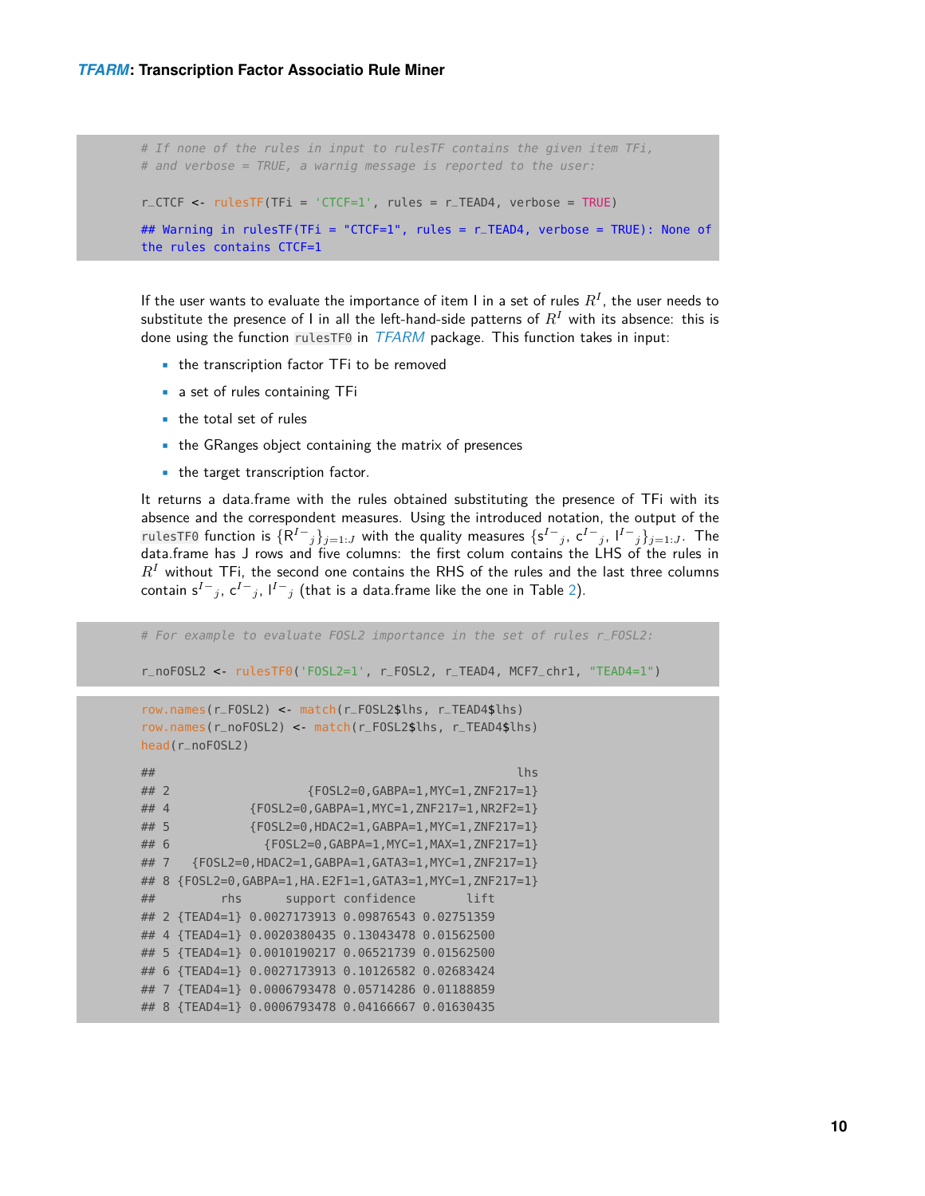```
# If none of the rules in input to rulesTF contains the given item TFi,
# and verbose = TRUE, a warnig message is reported to the user:

r_CTCF <- rulesTF(TFi = 'CTCF=1', rules = r_TEAD4, verbose = TRUE)

## Warning in rulesTF(TFi = "CTCF=1", rules = r_TEAD4, verbose = TRUE): None of
the rules contains CTCF=1
```

If the user wants to evaluate the importance of item I in a set of rules $R^I$, the user needs to substitute the presence of I in all the left-hand-side patterns of $R^I$ with its absence: this is done using the function `rulesTF0` in *TFARM* package. This function takes in input:

- the transcription factor TFi to be removed
- a set of rules containing TFi
- the total set of rules
- the GRanges object containing the matrix of presences
- the target transcription factor.

It returns a data.frame with the rules obtained substituting the presence of TFi with its absence and the correspondent measures. Using the introduced notation, the output of the `rulesTF0` function is $\{R^{I-}{}_j\}_{j=1:J}$ with the quality measures $\{s^{I-}{}_j,\ c^{I-}{}_j,\ l^{I-}{}_j\}_{j=1:J}$. The data.frame has J rows and five columns: the first colum contains the LHS of the rules in $R^I$ without TFi, the second one contains the RHS of the rules and the last three columns contain $s^{I-}{}_j$, $c^{I-}{}_j$, $l^{I-}{}_j$ (that is a data.frame like the one in Table 2).

```
# For example to evaluate FOSL2 importance in the set of rules r_FOSL2:

r_noFOSL2 <- rulesTF0('FOSL2=1', r_FOSL2, r_TEAD4, MCF7_chr1, "TEAD4=1")
```

```
row.names(r_FOSL2) <- match(r_FOSL2$lhs, r_TEAD4$lhs)
row.names(r_noFOSL2) <- match(r_FOSL2$lhs, r_TEAD4$lhs)
head(r_noFOSL2)

##                                              lhs
## 2                  {FOSL2=0,GABPA=1,MYC=1,ZNF217=1}
## 4          {FOSL2=0,GABPA=1,MYC=1,ZNF217=1,NR2F2=1}
## 5          {FOSL2=0,HDAC2=1,GABPA=1,MYC=1,ZNF217=1}
## 6            {FOSL2=0,GABPA=1,MYC=1,MAX=1,ZNF217=1}
## 7   {FOSL2=0,HDAC2=1,GABPA=1,GATA3=1,MYC=1,ZNF217=1}
## 8 {FOSL2=0,GABPA=1,HA.E2F1=1,GATA3=1,MYC=1,ZNF217=1}
##         rhs      support confidence       lift
## 2 {TEAD4=1} 0.0027173913 0.09876543 0.02751359
## 4 {TEAD4=1} 0.0020380435 0.13043478 0.01562500
## 5 {TEAD4=1} 0.0010190217 0.06521739 0.01562500
## 6 {TEAD4=1} 0.0027173913 0.10126582 0.02683424
## 7 {TEAD4=1} 0.0006793478 0.05714286 0.01188859
## 8 {TEAD4=1} 0.0006793478 0.04166667 0.01630435
```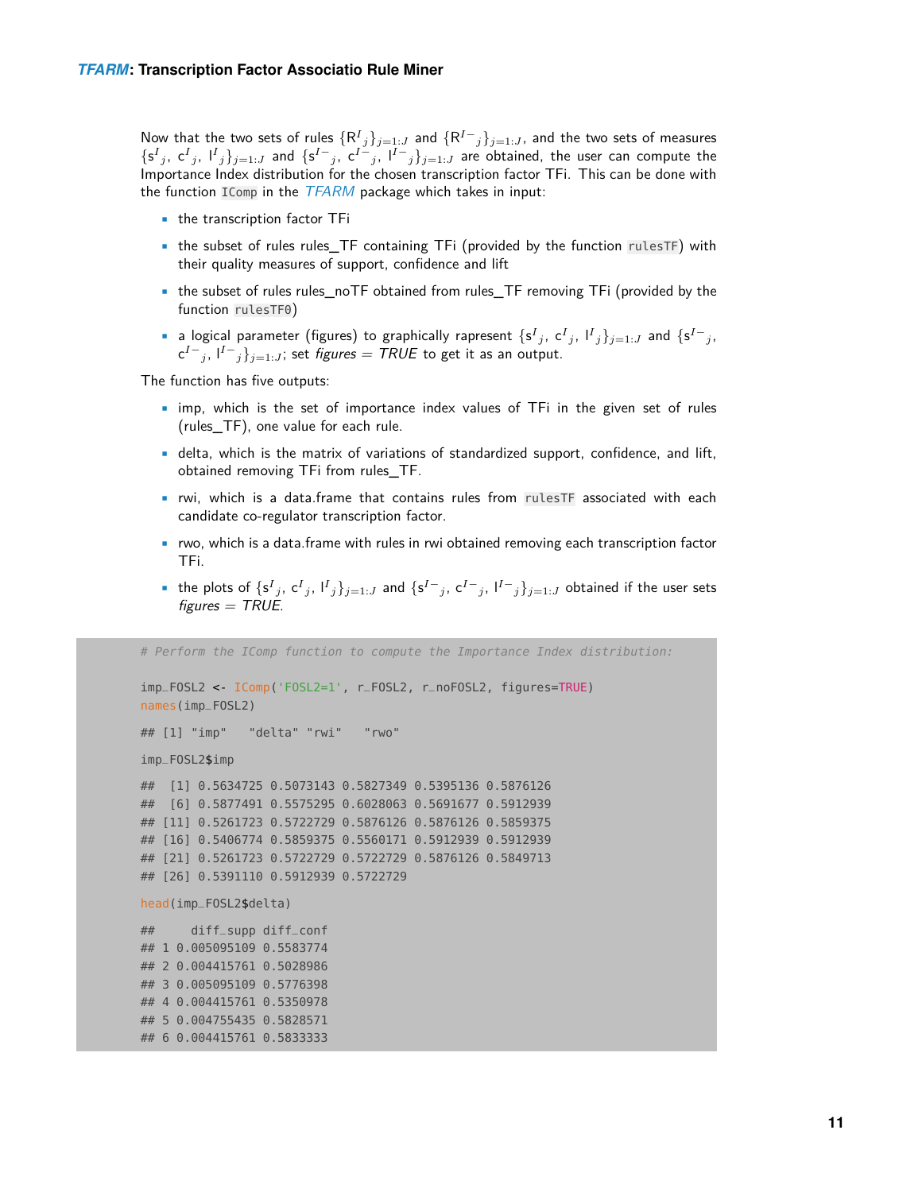Now that the two sets of rules $\{R^{I}_j\}_{j=1:J}$ and $\{R^{I-}_j\}_{j=1:J}$, and the two sets of measures $\{s^{I}_j, c^{I}_j, l^{I}_j\}_{j=1:J}$ and $\{s^{I-}_j, c^{I-}_j, l^{I-}_j\}_{j=1:J}$ are obtained, the user can compute the Importance Index distribution for the chosen transcription factor TFi. This can be done with the function `IComp` in the *TFARM* package which takes in input:

- the transcription factor TFi
- the subset of rules rules_TF containing TFi (provided by the function `rulesTF`) with their quality measures of support, confidence and lift
- the subset of rules rules_noTF obtained from rules_TF removing TFi (provided by the function `rulesTF0`)
- a logical parameter (figures) to graphically rapresent $\{s^{I}_j, c^{I}_j, l^{I}_j\}_{j=1:J}$ and $\{s^{I-}_j, c^{I-}_j, l^{I-}_j\}_{j=1:J}$; set *figures = TRUE* to get it as an output.

The function has five outputs:

- imp, which is the set of importance index values of TFi in the given set of rules (rules_TF), one value for each rule.
- delta, which is the matrix of variations of standardized support, confidence, and lift, obtained removing TFi from rules_TF.
- rwi, which is a data.frame that contains rules from `rulesTF` associated with each candidate co-regulator transcription factor.
- rwo, which is a data.frame with rules in rwi obtained removing each transcription factor TFi.
- the plots of $\{s^{I}_j, c^{I}_j, l^{I}_j\}_{j=1:J}$ and $\{s^{I-}_j, c^{I-}_j, l^{I-}_j\}_{j=1:J}$ obtained if the user sets *figures = TRUE*.

```
# Perform the IComp function to compute the Importance Index distribution:

imp_FOSL2 <- IComp('FOSL2=1', r_FOSL2, r_noFOSL2, figures=TRUE)
names(imp_FOSL2)

## [1] "imp"   "delta" "rwi"   "rwo"

imp_FOSL2$imp

##  [1] 0.5634725 0.5073143 0.5827349 0.5395136 0.5876126
##  [6] 0.5877491 0.5575295 0.6028063 0.5691677 0.5912939
## [11] 0.5261723 0.5722729 0.5876126 0.5876126 0.5859375
## [16] 0.5406774 0.5859375 0.5560171 0.5912939 0.5912939
## [21] 0.5261723 0.5722729 0.5722729 0.5876126 0.5849713
## [26] 0.5391110 0.5912939 0.5722729

head(imp_FOSL2$delta)

##     diff_supp diff_conf
## 1 0.005095109 0.5583774
## 2 0.004415761 0.5028986
## 3 0.005095109 0.5776398
## 4 0.004415761 0.5350978
## 5 0.004755435 0.5828571
## 6 0.004415761 0.5833333
```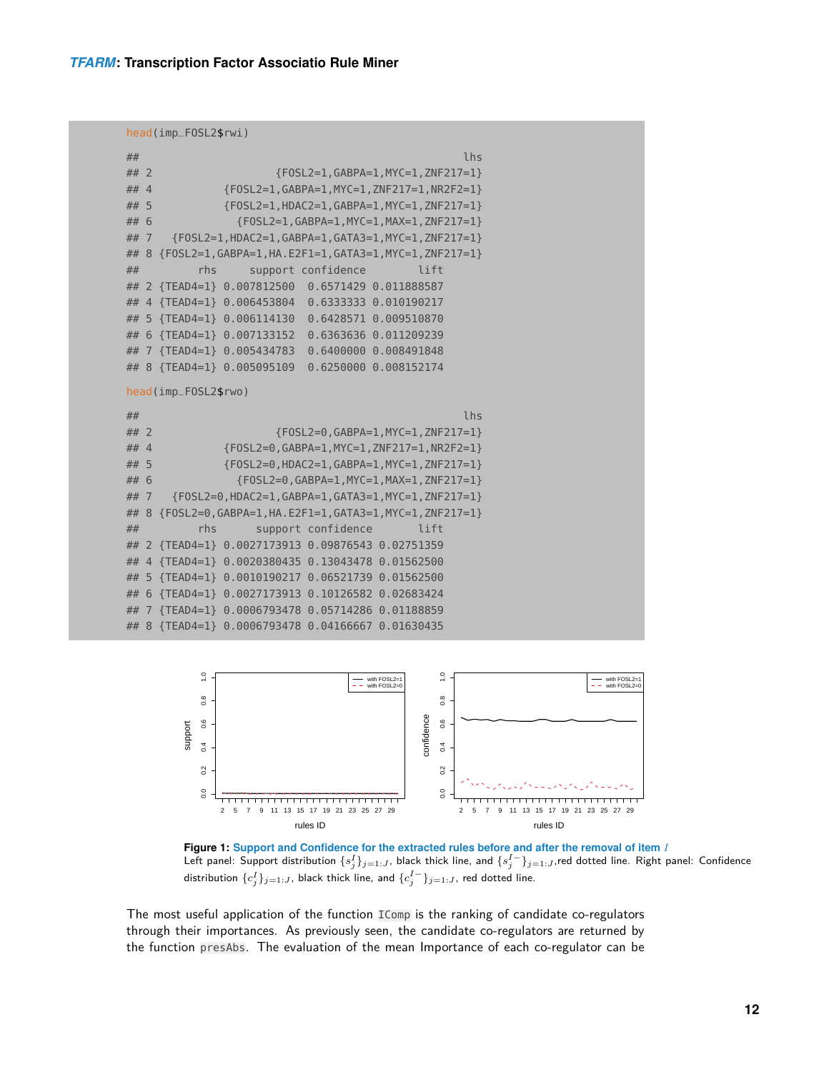```
head(imp_FOSL2$rwi)

##                                                lhs
## 2                     {FOSL2=1,GABPA=1,MYC=1,ZNF217=1}
## 4            {FOSL2=1,GABPA=1,MYC=1,ZNF217=1,NR2F2=1}
## 5            {FOSL2=1,HDAC2=1,GABPA=1,MYC=1,ZNF217=1}
## 6              {FOSL2=1,GABPA=1,MYC=1,MAX=1,ZNF217=1}
## 7    {FOSL2=1,HDAC2=1,GABPA=1,GATA3=1,MYC=1,ZNF217=1}
## 8 {FOSL2=1,GABPA=1,HA.E2F1=1,GATA3=1,MYC=1,ZNF217=1}
##          rhs     support confidence        lift
## 2 {TEAD4=1} 0.007812500  0.6571429 0.011888587
## 4 {TEAD4=1} 0.006453804  0.6333333 0.010190217
## 5 {TEAD4=1} 0.006114130  0.6428571 0.009510870
## 6 {TEAD4=1} 0.007133152  0.6363636 0.011209239
## 7 {TEAD4=1} 0.005434783  0.6400000 0.008491848
## 8 {TEAD4=1} 0.005095109  0.6250000 0.008152174

head(imp_FOSL2$rwo)

##                                                lhs
## 2                     {FOSL2=0,GABPA=1,MYC=1,ZNF217=1}
## 4            {FOSL2=0,GABPA=1,MYC=1,ZNF217=1,NR2F2=1}
## 5            {FOSL2=0,HDAC2=1,GABPA=1,MYC=1,ZNF217=1}
## 6              {FOSL2=0,GABPA=1,MYC=1,MAX=1,ZNF217=1}
## 7    {FOSL2=0,HDAC2=1,GABPA=1,GATA3=1,MYC=1,ZNF217=1}
## 8 {FOSL2=0,GABPA=1,HA.E2F1=1,GATA3=1,MYC=1,ZNF217=1}
##          rhs      support confidence       lift
## 2 {TEAD4=1} 0.0027173913 0.09876543 0.02751359
## 4 {TEAD4=1} 0.0020380435 0.13043478 0.01562500
## 5 {TEAD4=1} 0.0010190217 0.06521739 0.01562500
## 6 {TEAD4=1} 0.0027173913 0.10126582 0.02683424
## 7 {TEAD4=1} 0.0006793478 0.05714286 0.01188859
## 8 {TEAD4=1} 0.0006793478 0.04166667 0.01630435
```

**Figure 1: Support and Confidence for the extracted rules before and after the removal of item $I$**
Left panel: Support distribution $\{s_j^I\}_{j=1:J}$, black thick line, and $\{s_j^{I-}\}_{j=1:J}$, red dotted line. Right panel: Confidence distribution $\{c_j^I\}_{j=1:J}$, black thick line, and $\{c_j^{I-}\}_{j=1:J}$, red dotted line.

The most useful application of the function `IComp` is the ranking of candidate co-regulators through their importances. As previously seen, the candidate co-regulators are returned by the function `presAbs`. The evaluation of the mean Importance of each co-regulator can be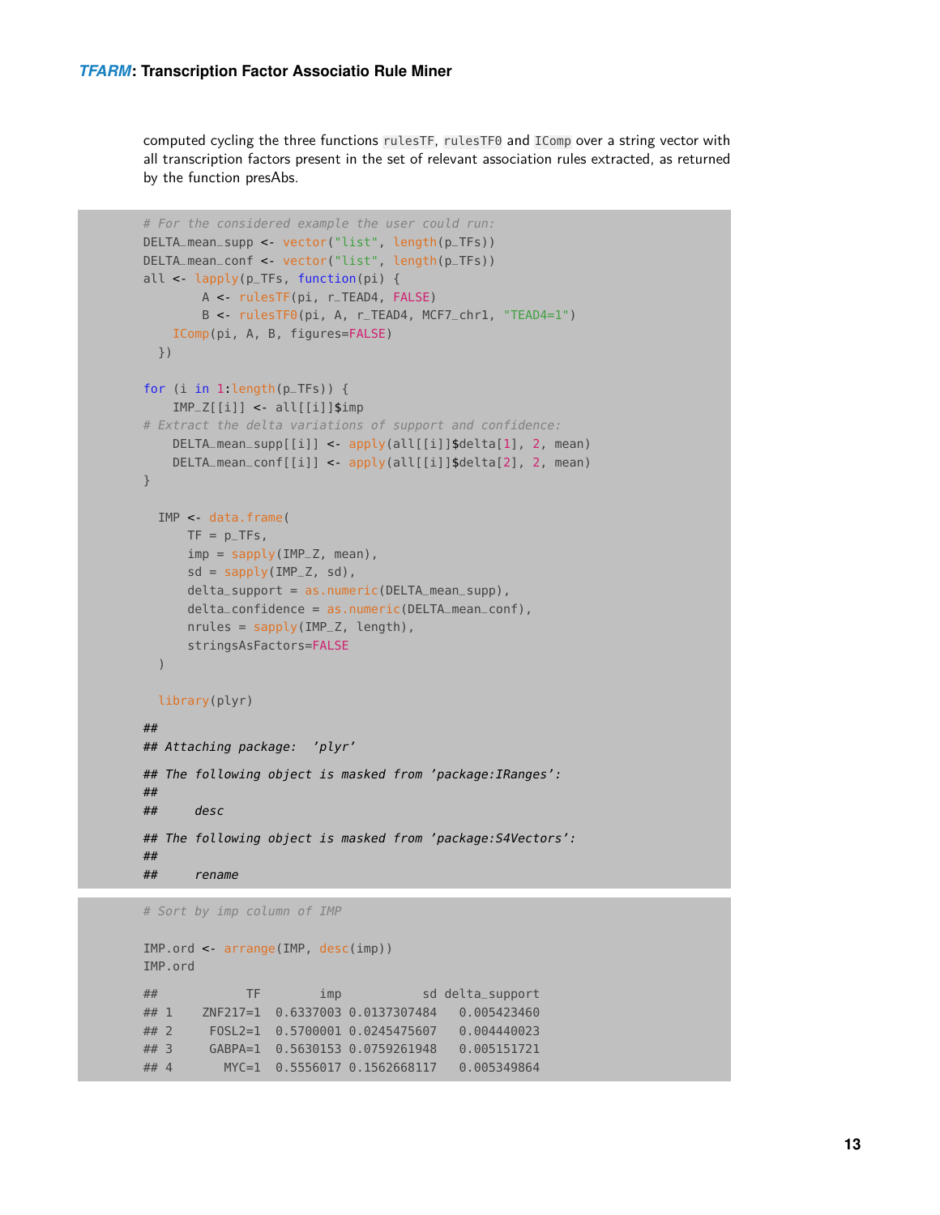computed cycling the three functions `rulesTF`, `rulesTF0` and `IComp` over a string vector with all transcription factors present in the set of relevant association rules extracted, as returned by the function presAbs.

```
# For the considered example the user could run:
DELTA_mean_supp <- vector("list", length(p_TFs))
DELTA_mean_conf <- vector("list", length(p_TFs))
all <- lapply(p_TFs, function(pi) {
        A <- rulesTF(pi, r_TEAD4, FALSE)
        B <- rulesTF0(pi, A, r_TEAD4, MCF7_chr1, "TEAD4=1")
    IComp(pi, A, B, figures=FALSE)
  })

for (i in 1:length(p_TFs)) {
    IMP_Z[[i]] <- all[[i]]$imp
# Extract the delta variations of support and confidence:
    DELTA_mean_supp[[i]] <- apply(all[[i]]$delta[1], 2, mean)
    DELTA_mean_conf[[i]] <- apply(all[[i]]$delta[2], 2, mean)
}

  IMP <- data.frame(
      TF = p_TFs,
      imp = sapply(IMP_Z, mean),
      sd = sapply(IMP_Z, sd),
      delta_support = as.numeric(DELTA_mean_supp),
      delta_confidence = as.numeric(DELTA_mean_conf),
      nrules = sapply(IMP_Z, length),
      stringsAsFactors=FALSE
  )

  library(plyr)

##
## Attaching package:  'plyr'

## The following object is masked from 'package:IRanges':
##
##     desc

## The following object is masked from 'package:S4Vectors':
##
##     rename
```

```
# Sort by imp column of IMP

IMP.ord <- arrange(IMP, desc(imp))
IMP.ord

##            TF       imp           sd delta_support
## 1    ZNF217=1  0.6337003 0.0137307484   0.005423460
## 2     FOSL2=1  0.5700001 0.0245475607   0.004440023
## 3     GABPA=1  0.5630153 0.0759261948   0.005151721
## 4       MYC=1  0.5556017 0.1562668117   0.005349864
```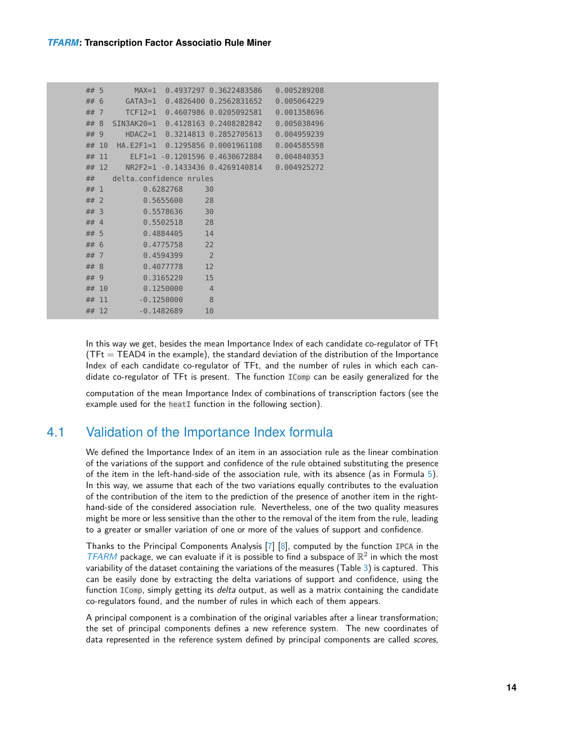```
## 5        MAX=1  0.4937297 0.3622483586   0.005289208
## 6      GATA3=1  0.4826400 0.2562831652   0.005064229
## 7      TCF12=1  0.4607986 0.0205092581   0.001358696
## 8   SIN3AK20=1  0.4128163 0.2408282842   0.005038496
## 9      HDAC2=1  0.3214813 0.2852705613   0.004959239
## 10   HA.E2F1=1  0.1295856 0.0001961108   0.004585598
## 11      ELF1=1 -0.1201596 0.4630672884   0.004840353
## 12     NR2F2=1 -0.1433436 0.4269140814   0.004925272
##    delta_confidence nrules
## 1         0.6282768     30
## 2         0.5655600     28
## 3         0.5578636     30
## 4         0.5502518     28
## 5         0.4884405     14
## 6         0.4775758     22
## 7         0.4594399      2
## 8         0.4077778     12
## 9         0.3165220     15
## 10        0.1250000      4
## 11       -0.1250000      8
## 12       -0.1482689     10
```

In this way we get, besides the mean Importance Index of each candidate co-regulator of TFt (TFt = TEAD4 in the example), the standard deviation of the distribution of the Importance Index of each candidate co-regulator of TFt, and the number of rules in which each candidate co-regulator of TFt is present. The function `IComp` can be easily generalized for the computation of the mean Importance Index of combinations of transcription factors (see the example used for the `heatI` function in the following section).

## 4.1 Validation of the Importance Index formula

We defined the Importance Index of an item in an association rule as the linear combination of the variations of the support and confidence of the rule obtained substituting the presence of the item in the left-hand-side of the association rule, with its absence (as in Formula 5). In this way, we assume that each of the two variations equally contributes to the evaluation of the contribution of the item to the prediction of the presence of another item in the right-hand-side of the considered association rule. Nevertheless, one of the two quality measures might be more or less sensitive than the other to the removal of the item from the rule, leading to a greater or smaller variation of one or more of the values of support and confidence.

Thanks to the Principal Components Analysis [7] [8], computed by the function `IPCA` in the *TFARM* package, we can evaluate if it is possible to find a subspace of $\mathbb{R}^2$ in which the most variability of the dataset containing the variations of the measures (Table 3) is captured. This can be easily done by extracting the delta variations of support and confidence, using the function `IComp`, simply getting its *delta* output, as well as a matrix containing the candidate co-regulators found, and the number of rules in which each of them appears.

A principal component is a combination of the original variables after a linear transformation; the set of principal components defines a new reference system. The new coordinates of data represented in the reference system defined by principal components are called *scores*,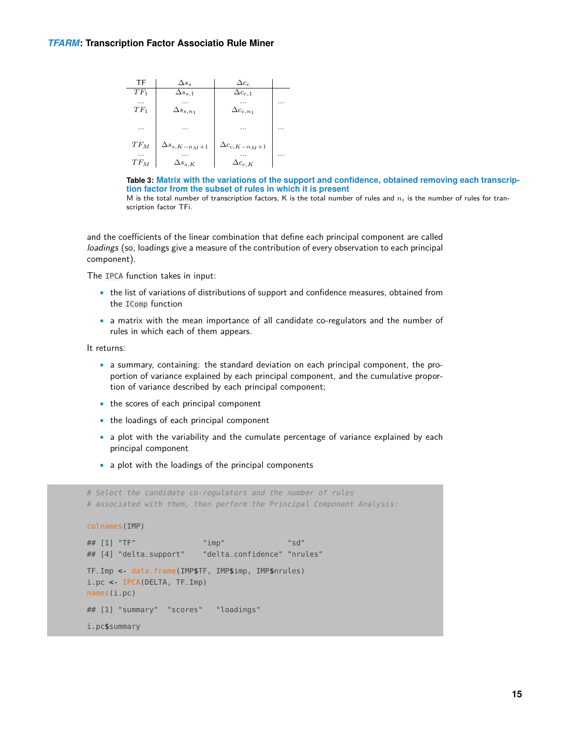| TF | $\Delta s_s$ | $\Delta c_c$ | |
|---|---|---|---|
| $TF_1$ | $\Delta s_{s,1}$ | $\Delta c_{c,1}$ | |
| ... | ... | ... | ... |
| $TF_1$ | $\Delta s_{s,n_1}$ | $\Delta c_{c,n_1}$ | |
| ... | ... | ... | ... |
| $TF_M$ | $\Delta s_{s,K-n_M+1}$ | $\Delta c_{c,K-n_M+1}$ | |
| ... | ... | ... | ... |
| $TF_M$ | $\Delta s_{s,K}$ | $\Delta c_{c,K}$ | |

**Table 3: Matrix with the variations of the support and confidence, obtained removing each transcription factor from the subset of rules in which it is present**
M is the total number of transcription factors, K is the total number of rules and $n_i$ is the number of rules for transcription factor TFi.

and the coefficients of the linear combination that define each principal component are called *loadings* (so, loadings give a measure of the contribution of every observation to each principal component).

The `IPCA` function takes in input:

- the list of variations of distributions of support and confidence measures, obtained from the `IComp` function
- a matrix with the mean importance of all candidate co-regulators and the number of rules in which each of them appears.

It returns:

- a summary, containing: the standard deviation on each principal component, the proportion of variance explained by each principal component, and the cumulative proportion of variance described by each principal component;
- the scores of each principal component
- the loadings of each principal component
- a plot with the variability and the cumulate percentage of variance explained by each principal component
- a plot with the loadings of the principal components

```
# Select the candidate co-regulators and the number of rules
# associated with them, then perform the Principal Component Analysis:

colnames(IMP)

## [1] "TF"               "imp"              "sd"
## [4] "delta_support"    "delta_confidence" "nrules"

TF_Imp <- data.frame(IMP$TF, IMP$imp, IMP$nrules)
i.pc <- IPCA(DELTA, TF_Imp)
names(i.pc)

## [1] "summary"  "scores"   "loadings"

i.pc$summary
```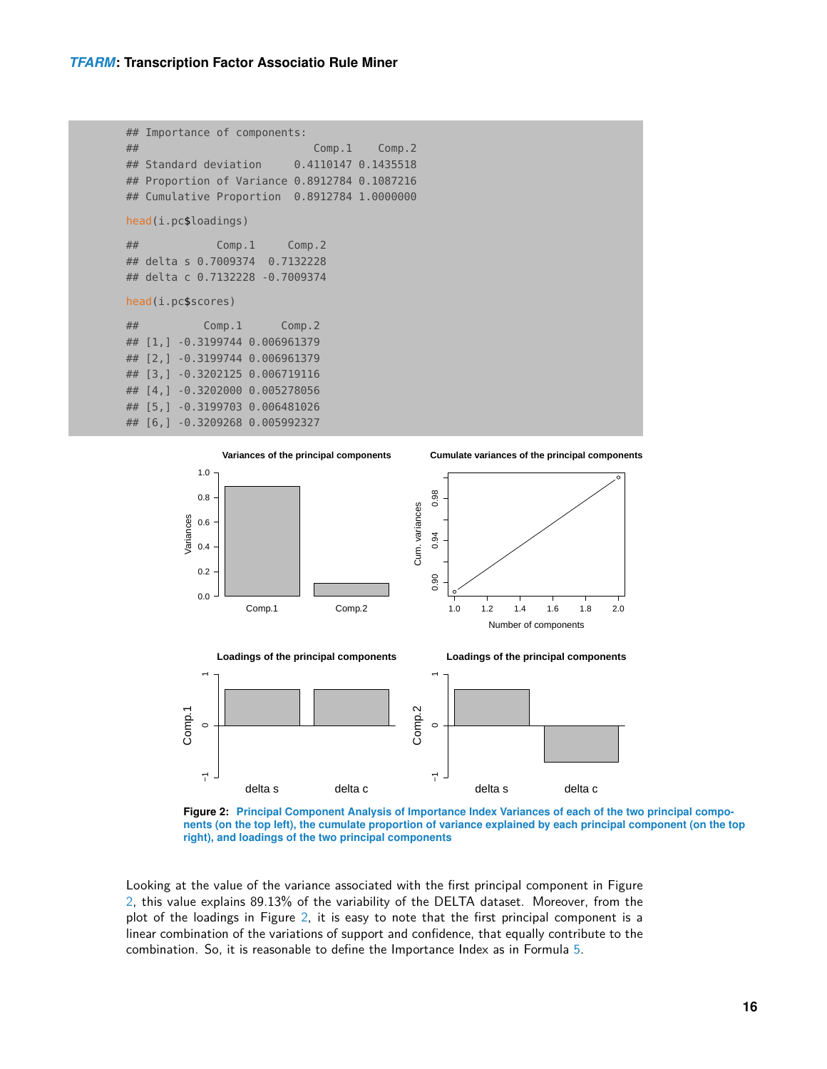```
## Importance of components:
##                           Comp.1    Comp.2
## Standard deviation     0.4110147 0.1435518
## Proportion of Variance 0.8912784 0.1087216
## Cumulative Proportion  0.8912784 1.0000000

head(i.pc$loadings)

##            Comp.1     Comp.2
## delta s 0.7009374  0.7132228
## delta c 0.7132228 -0.7009374

head(i.pc$scores)

##          Comp.1      Comp.2
## [1,] -0.3199744 0.006961379
## [2,] -0.3199744 0.006961379
## [3,] -0.3202125 0.006719116
## [4,] -0.3202000 0.005278056
## [5,] -0.3199703 0.006481026
## [6,] -0.3209268 0.005992327
```

**Figure 2: Principal Component Analysis of Importance Index Variances of each of the two principal components (on the top left), the cumulate proportion of variance explained by each principal component (on the top right), and loadings of the two principal components**

Looking at the value of the variance associated with the first principal component in Figure 2, this value explains 89.13% of the variability of the DELTA dataset. Moreover, from the plot of the loadings in Figure 2, it is easy to note that the first principal component is a linear combination of the variations of support and confidence, that equally contribute to the combination. So, it is reasonable to define the Importance Index as in Formula 5.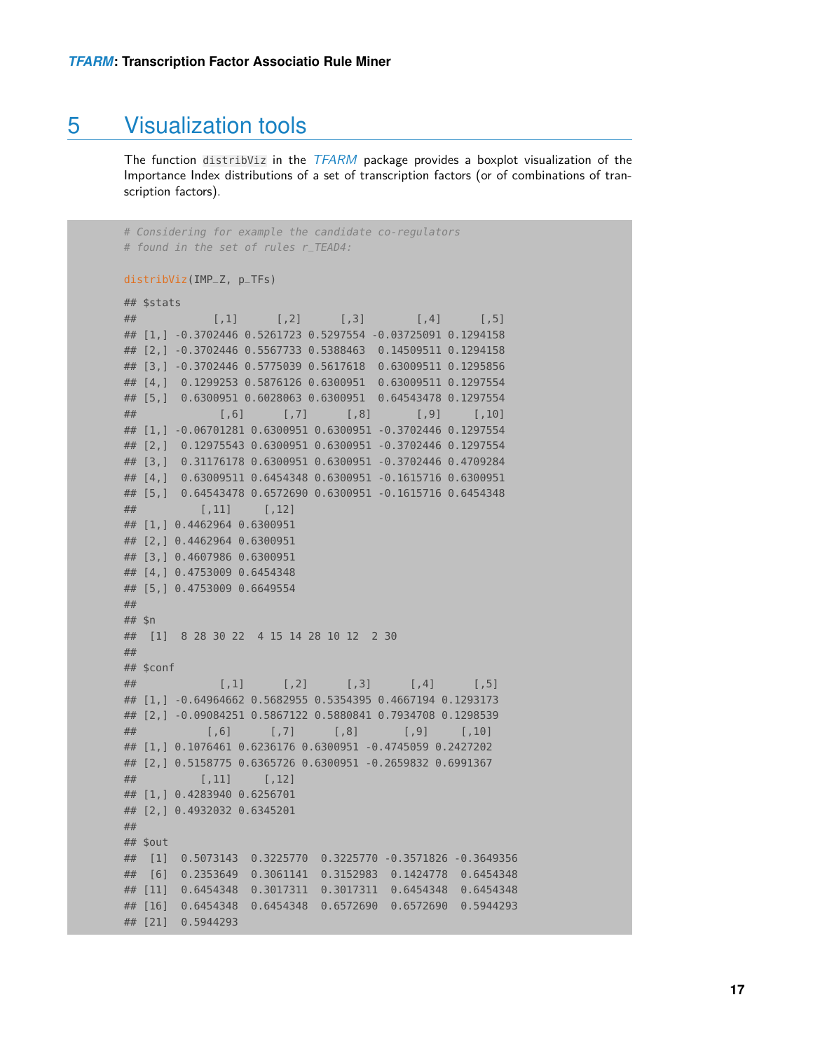# 5 Visualization tools

The function `distribViz` in the *TFARM* package provides a boxplot visualization of the Importance Index distributions of a set of transcription factors (or of combinations of transcription factors).

```
# Considering for example the candidate co-regulators
# found in the set of rules r_TEAD4:

distribViz(IMP_Z, p_TFs)

## $stats
##            [,1]      [,2]      [,3]        [,4]      [,5]
## [1,] -0.3702446 0.5261723 0.5297554 -0.03725091 0.1294158
## [2,] -0.3702446 0.5567733 0.5388463  0.14509511 0.1294158
## [3,] -0.3702446 0.5775039 0.5617618  0.63009511 0.1295856
## [4,]  0.1299253 0.5876126 0.6300951  0.63009511 0.1297554
## [5,]  0.6300951 0.6028063 0.6300951  0.64543478 0.1297554
##             [,6]      [,7]      [,8]       [,9]     [,10]
## [1,] -0.06701281 0.6300951 0.6300951 -0.3702446 0.1297554
## [2,]  0.12975543 0.6300951 0.6300951 -0.3702446 0.1297554
## [3,]  0.31176178 0.6300951 0.6300951 -0.3702446 0.4709284
## [4,]  0.63009511 0.6454348 0.6300951 -0.1615716 0.6300951
## [5,]  0.64543478 0.6572690 0.6300951 -0.1615716 0.6454348
##          [,11]     [,12]
## [1,] 0.4462964 0.6300951
## [2,] 0.4462964 0.6300951
## [3,] 0.4607986 0.6300951
## [4,] 0.4753009 0.6454348
## [5,] 0.4753009 0.6649554
##
## $n
##  [1]  8 28 30 22  4 15 14 28 10 12  2 30
##
## $conf
##             [,1]      [,2]      [,3]      [,4]      [,5]
## [1,] -0.64964662 0.5682955 0.5354395 0.4667194 0.1293173
## [2,] -0.09084251 0.5867122 0.5880841 0.7934708 0.1298539
##           [,6]      [,7]      [,8]       [,9]     [,10]
## [1,] 0.1076461 0.6236176 0.6300951 -0.4745059 0.2427202
## [2,] 0.5158775 0.6365726 0.6300951 -0.2659832 0.6991367
##          [,11]     [,12]
## [1,] 0.4283940 0.6256701
## [2,] 0.4932032 0.6345201
##
## $out
##  [1]  0.5073143  0.3225770  0.3225770 -0.3571826 -0.3649356
##  [6]  0.2353649  0.3061141  0.3152983  0.1424778  0.6454348
## [11]  0.6454348  0.3017311  0.3017311  0.6454348  0.6454348
## [16]  0.6454348  0.6454348  0.6572690  0.6572690  0.5944293
## [21]  0.5944293
```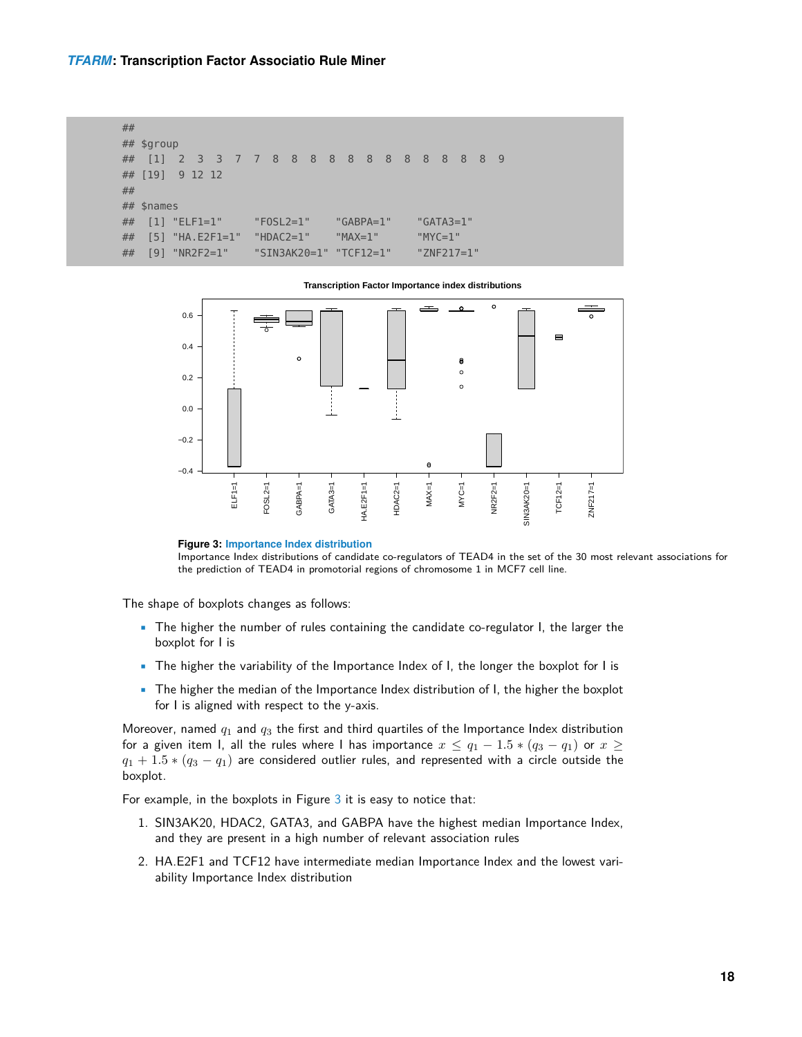```
##
## $group
##  [1]  2  3  3  7  7  8  8  8  8  8  8  8  8  8  8  8  8  9
## [19]  9 12 12
##
## $names
##  [1] "ELF1=1"     "FOSL2=1"    "GABPA=1"    "GATA3=1"
##  [5] "HA.E2F1=1"  "HDAC2=1"    "MAX=1"      "MYC=1"
##  [9] "NR2F2=1"    "SIN3AK20=1" "TCF12=1"    "ZNF217=1"
```

**Figure 3: Importance Index distribution**
Importance Index distributions of candidate co-regulators of TEAD4 in the set of the 30 most relevant associations for the prediction of TEAD4 in promotorial regions of chromosome 1 in MCF7 cell line.

The shape of boxplots changes as follows:

- The higher the number of rules containing the candidate co-regulator I, the larger the boxplot for I is
- The higher the variability of the Importance Index of I, the longer the boxplot for I is
- The higher the median of the Importance Index distribution of I, the higher the boxplot for I is aligned with respect to the y-axis.

Moreover, named $q_1$ and $q_3$ the first and third quartiles of the Importance Index distribution for a given item I, all the rules where I has importance $x \leq q_1 - 1.5 * (q_3 - q_1)$ or $x \geq q_1 + 1.5 * (q_3 - q_1)$ are considered outlier rules, and represented with a circle outside the boxplot.

For example, in the boxplots in Figure 3 it is easy to notice that:

1. SIN3AK20, HDAC2, GATA3, and GABPA have the highest median Importance Index, and they are present in a high number of relevant association rules
2. HA.E2F1 and TCF12 have intermediate median Importance Index and the lowest variability Importance Index distribution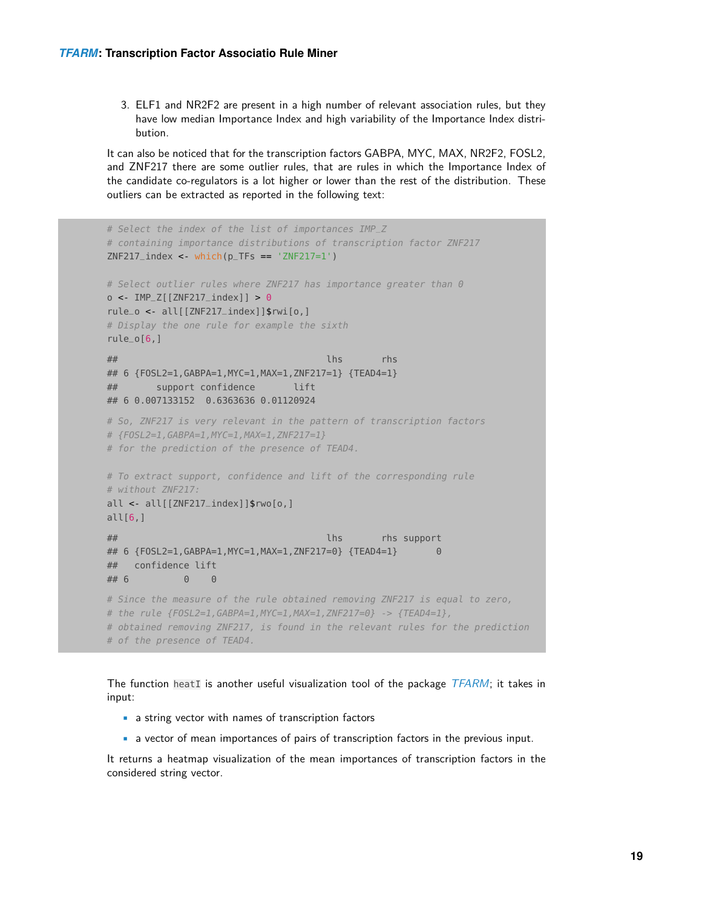3. ELF1 and NR2F2 are present in a high number of relevant association rules, but they have low median Importance Index and high variability of the Importance Index distribution.

It can also be noticed that for the transcription factors GABPA, MYC, MAX, NR2F2, FOSL2, and ZNF217 there are some outlier rules, that are rules in which the Importance Index of the candidate co-regulators is a lot higher or lower than the rest of the distribution. These outliers can be extracted as reported in the following text:

```
# Select the index of the list of importances IMP_Z
# containing importance distributions of transcription factor ZNF217
ZNF217_index <- which(p_TFs == 'ZNF217=1')

# Select outlier rules where ZNF217 has importance greater than 0
o <- IMP_Z[[ZNF217_index]] > 0
rule_o <- all[[ZNF217_index]]$rwi[o,]
# Display the one rule for example the sixth
rule_o[6,]

##                                     lhs       rhs
## 6 {FOSL2=1,GABPA=1,MYC=1,MAX=1,ZNF217=1} {TEAD4=1}
##       support confidence       lift
## 6 0.007133152  0.6363636 0.01120924

# So, ZNF217 is very relevant in the pattern of transcription factors
# {FOSL2=1,GABPA=1,MYC=1,MAX=1,ZNF217=1}
# for the prediction of the presence of TEAD4.

# To extract support, confidence and lift of the corresponding rule
# without ZNF217:
all <- all[[ZNF217_index]]$rwo[o,]
all[6,]

##                                     lhs       rhs support
## 6 {FOSL2=1,GABPA=1,MYC=1,MAX=1,ZNF217=0} {TEAD4=1}       0
##   confidence lift
## 6          0    0

# Since the measure of the rule obtained removing ZNF217 is equal to zero,
# the rule {FOSL2=1,GABPA=1,MYC=1,MAX=1,ZNF217=0} -> {TEAD4=1},
# obtained removing ZNF217, is found in the relevant rules for the prediction
# of the presence of TEAD4.
```

The function `heatI` is another useful visualization tool of the package *TFARM*; it takes in input:

- a string vector with names of transcription factors
- a vector of mean importances of pairs of transcription factors in the previous input.

It returns a heatmap visualization of the mean importances of transcription factors in the considered string vector.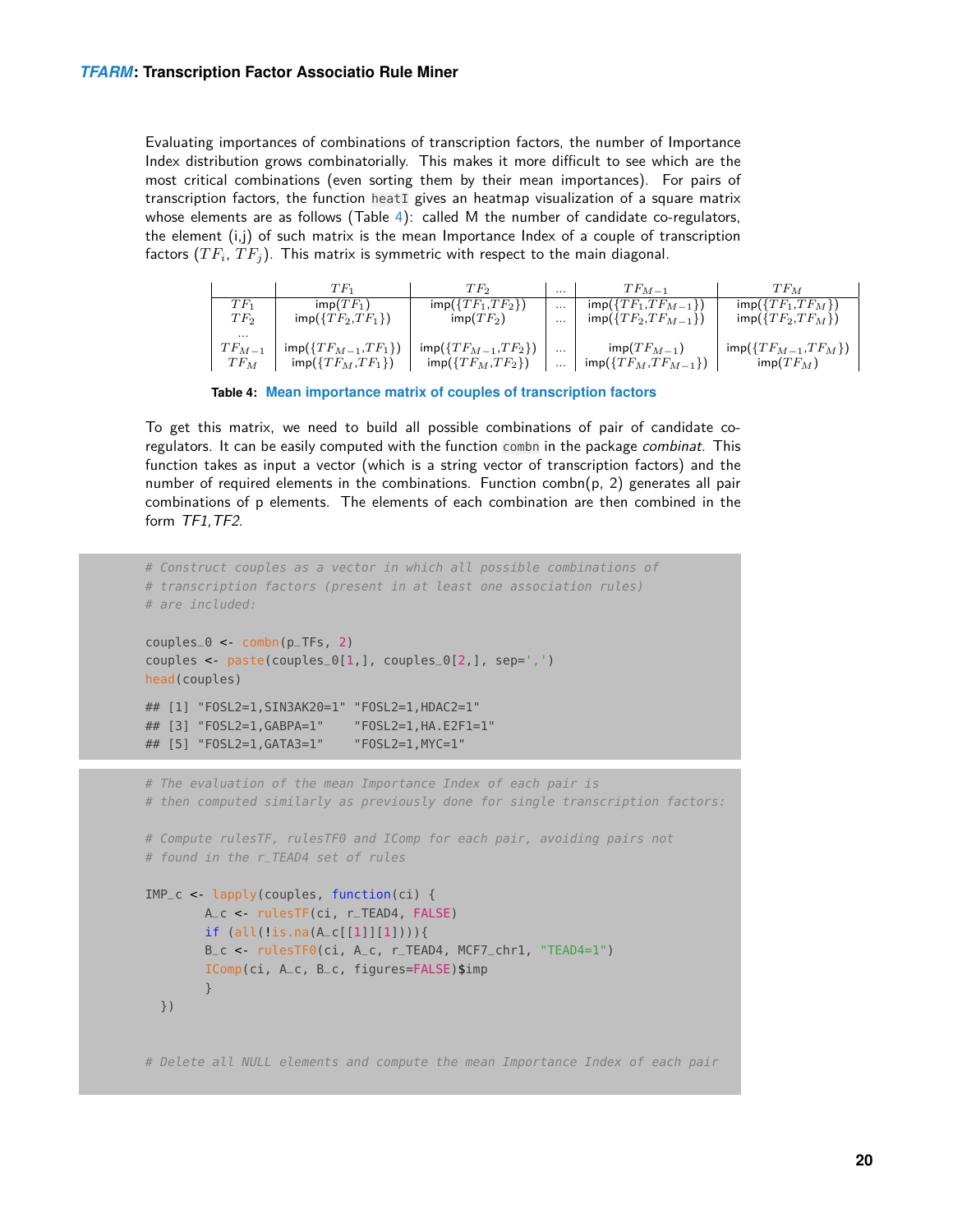Evaluating importances of combinations of transcription factors, the number of Importance Index distribution grows combinatorially. This makes it more difficult to see which are the most critical combinations (even sorting them by their mean importances). For pairs of transcription factors, the function `heatI` gives an heatmap visualization of a square matrix whose elements are as follows (Table 4): called M the number of candidate co-regulators, the element (i,j) of such matrix is the mean Importance Index of a couple of transcription factors ($TF_i$, $TF_j$). This matrix is symmetric with respect to the main diagonal.

| | $TF_1$ | $TF_2$ | ... | $TF_{M-1}$ | $TF_M$ |
|---|---|---|---|---|---|
| $TF_1$ | imp($TF_1$) | imp({$TF_1$,$TF_2$}) | ... | imp({$TF_1$,$TF_{M-1}$}) | imp({$TF_1$,$TF_M$}) |
| $TF_2$ | imp({$TF_2$,$TF_1$}) | imp($TF_2$) | ... | imp({$TF_2$,$TF_{M-1}$}) | imp({$TF_2$,$TF_M$}) |
| ... | | | | | |
| $TF_{M-1}$ | imp({$TF_{M-1}$,$TF_1$}) | imp({$TF_{M-1}$,$TF_2$}) | ... | imp($TF_{M-1}$) | imp({$TF_{M-1}$,$TF_M$}) |
| $TF_M$ | imp({$TF_M$,$TF_1$}) | imp({$TF_M$,$TF_2$}) | ... | imp({$TF_M$,$TF_{M-1}$}) | imp($TF_M$) |

**Table 4: Mean importance matrix of couples of transcription factors**

To get this matrix, we need to build all possible combinations of pair of candidate co-regulators. It can be easily computed with the function `combn` in the package *combinat*. This function takes as input a vector (which is a string vector of transcription factors) and the number of required elements in the combinations. Function combn(p, 2) generates all pair combinations of p elements. The elements of each combination are then combined in the form *TF1,TF2*.

```
# Construct couples as a vector in which all possible combinations of
# transcription factors (present in at least one association rules)
# are included:

couples_0 <- combn(p_TFs, 2)
couples <- paste(couples_0[1,], couples_0[2,], sep=',')
head(couples)

## [1] "FOSL2=1,SIN3AK20=1" "FOSL2=1,HDAC2=1"
## [3] "FOSL2=1,GABPA=1"    "FOSL2=1,HA.E2F1=1"
## [5] "FOSL2=1,GATA3=1"    "FOSL2=1,MYC=1"
```

```
# The evaluation of the mean Importance Index of each pair is
# then computed similarly as previously done for single transcription factors:

# Compute rulesTF, rulesTF0 and IComp for each pair, avoiding pairs not
# found in the r_TEAD4 set of rules

IMP_c <- lapply(couples, function(ci) {
        A_c <- rulesTF(ci, r_TEAD4, FALSE)
        if (all(!is.na(A_c[[1]][1]))){
        B_c <- rulesTF0(ci, A_c, r_TEAD4, MCF7_chr1, "TEAD4=1")
        IComp(ci, A_c, B_c, figures=FALSE)$imp
        }
  })


# Delete all NULL elements and compute the mean Importance Index of each pair
```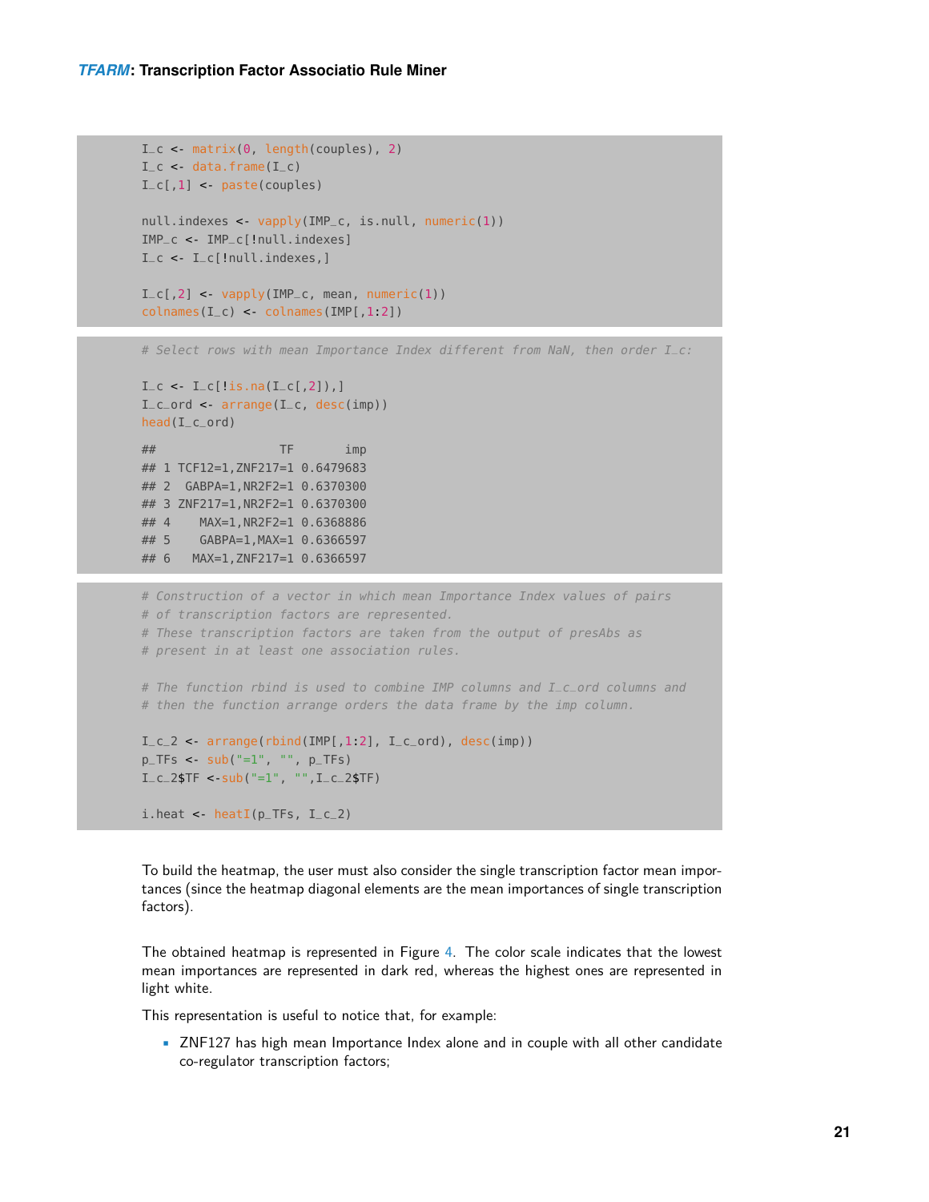```r
I_c <- matrix(0, length(couples), 2)
I_c <- data.frame(I_c)
I_c[,1] <- paste(couples)

null.indexes <- vapply(IMP_c, is.null, numeric(1))
IMP_c <- IMP_c[!null.indexes]
I_c <- I_c[!null.indexes,]

I_c[,2] <- vapply(IMP_c, mean, numeric(1))
colnames(I_c) <- colnames(IMP[,1:2])
```

```r
# Select rows with mean Importance Index different from NaN, then order I_c:

I_c <- I_c[!is.na(I_c[,2]),]
I_c_ord <- arrange(I_c, desc(imp))
head(I_c_ord)

##                 TF       imp
## 1 TCF12=1,ZNF217=1 0.6479683
## 2  GABPA=1,NR2F2=1 0.6370300
## 3 ZNF217=1,NR2F2=1 0.6370300
## 4    MAX=1,NR2F2=1 0.6368886
## 5    GABPA=1,MAX=1 0.6366597
## 6   MAX=1,ZNF217=1 0.6366597
```

```r
# Construction of a vector in which mean Importance Index values of pairs
# of transcription factors are represented.
# These transcription factors are taken from the output of presAbs as
# present in at least one association rules.

# The function rbind is used to combine IMP columns and I_c_ord columns and
# then the function arrange orders the data frame by the imp column.

I_c_2 <- arrange(rbind(IMP[,1:2], I_c_ord), desc(imp))
p_TFs <- sub("=1", "", p_TFs)
I_c_2$TF <-sub("=1", "",I_c_2$TF)

i.heat <- heatI(p_TFs, I_c_2)
```

To build the heatmap, the user must also consider the single transcription factor mean importances (since the heatmap diagonal elements are the mean importances of single transcription factors).

The obtained heatmap is represented in Figure 4. The color scale indicates that the lowest mean importances are represented in dark red, whereas the highest ones are represented in light white.

This representation is useful to notice that, for example:

- ZNF127 has high mean Importance Index alone and in couple with all other candidate co-regulator transcription factors;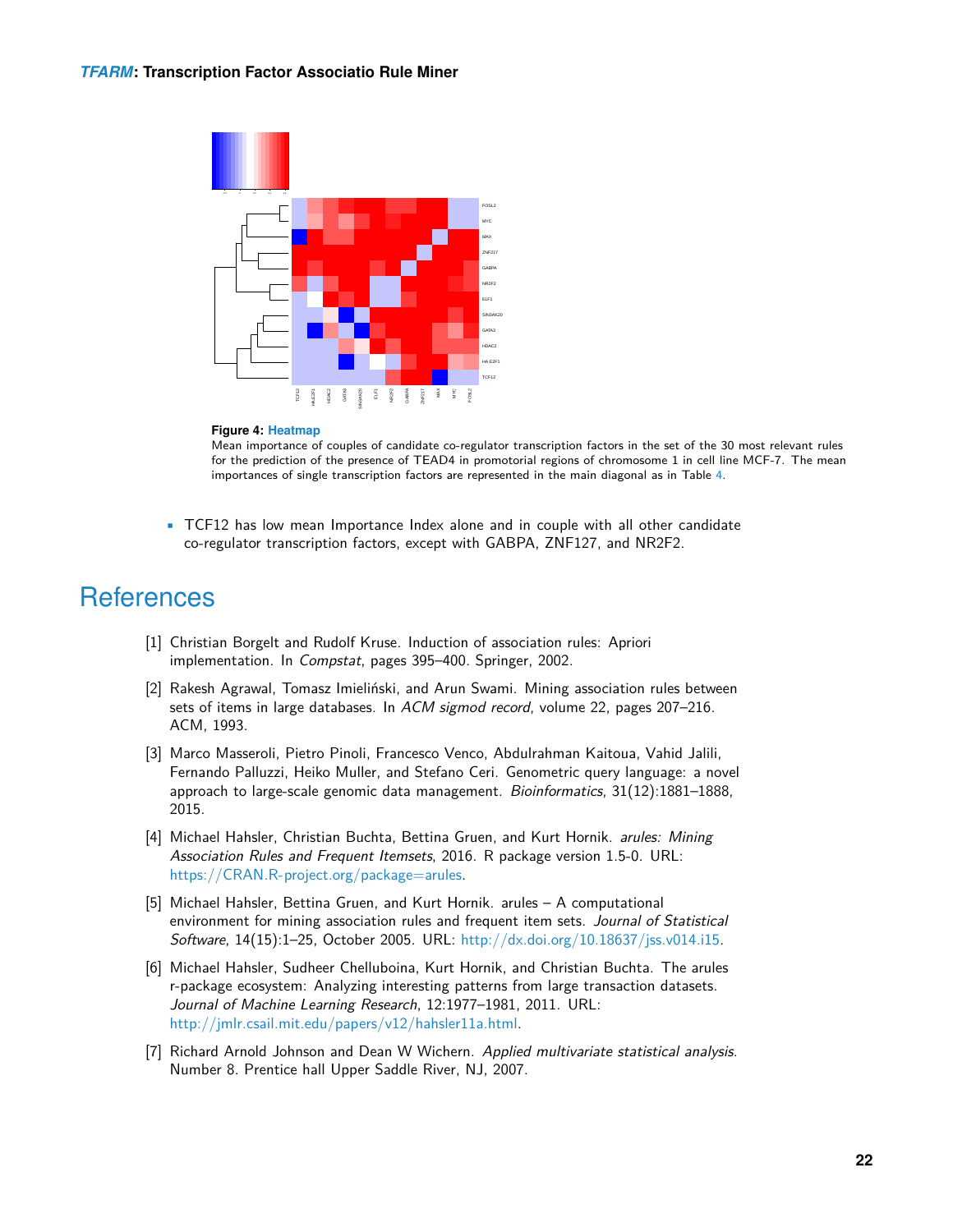**Figure 4: Heatmap**
Mean importance of couples of candidate co-regulator transcription factors in the set of the 30 most relevant rules for the prediction of the presence of TEAD4 in promotorial regions of chromosome 1 in cell line MCF-7. The mean importances of single transcription factors are represented in the main diagonal as in Table 4.

- TCF12 has low mean Importance Index alone and in couple with all other candidate co-regulator transcription factors, except with GABPA, ZNF127, and NR2F2.

# References

[1] Christian Borgelt and Rudolf Kruse. Induction of association rules: Apriori implementation. In *Compstat*, pages 395–400. Springer, 2002.

[2] Rakesh Agrawal, Tomasz Imieliński, and Arun Swami. Mining association rules between sets of items in large databases. In *ACM sigmod record*, volume 22, pages 207–216. ACM, 1993.

[3] Marco Masseroli, Pietro Pinoli, Francesco Venco, Abdulrahman Kaitoua, Vahid Jalili, Fernando Palluzzi, Heiko Muller, and Stefano Ceri. Genometric query language: a novel approach to large-scale genomic data management. *Bioinformatics*, 31(12):1881–1888, 2015.

[4] Michael Hahsler, Christian Buchta, Bettina Gruen, and Kurt Hornik. *arules: Mining Association Rules and Frequent Itemsets*, 2016. R package version 1.5-0. URL: https://CRAN.R-project.org/package=arules.

[5] Michael Hahsler, Bettina Gruen, and Kurt Hornik. arules – A computational environment for mining association rules and frequent item sets. *Journal of Statistical Software*, 14(15):1–25, October 2005. URL: http://dx.doi.org/10.18637/jss.v014.i15.

[6] Michael Hahsler, Sudheer Chelluboina, Kurt Hornik, and Christian Buchta. The arules r-package ecosystem: Analyzing interesting patterns from large transaction datasets. *Journal of Machine Learning Research*, 12:1977–1981, 2011. URL: http://jmlr.csail.mit.edu/papers/v12/hahsler11a.html.

[7] Richard Arnold Johnson and Dean W Wichern. *Applied multivariate statistical analysis*. Number 8. Prentice hall Upper Saddle River, NJ, 2007.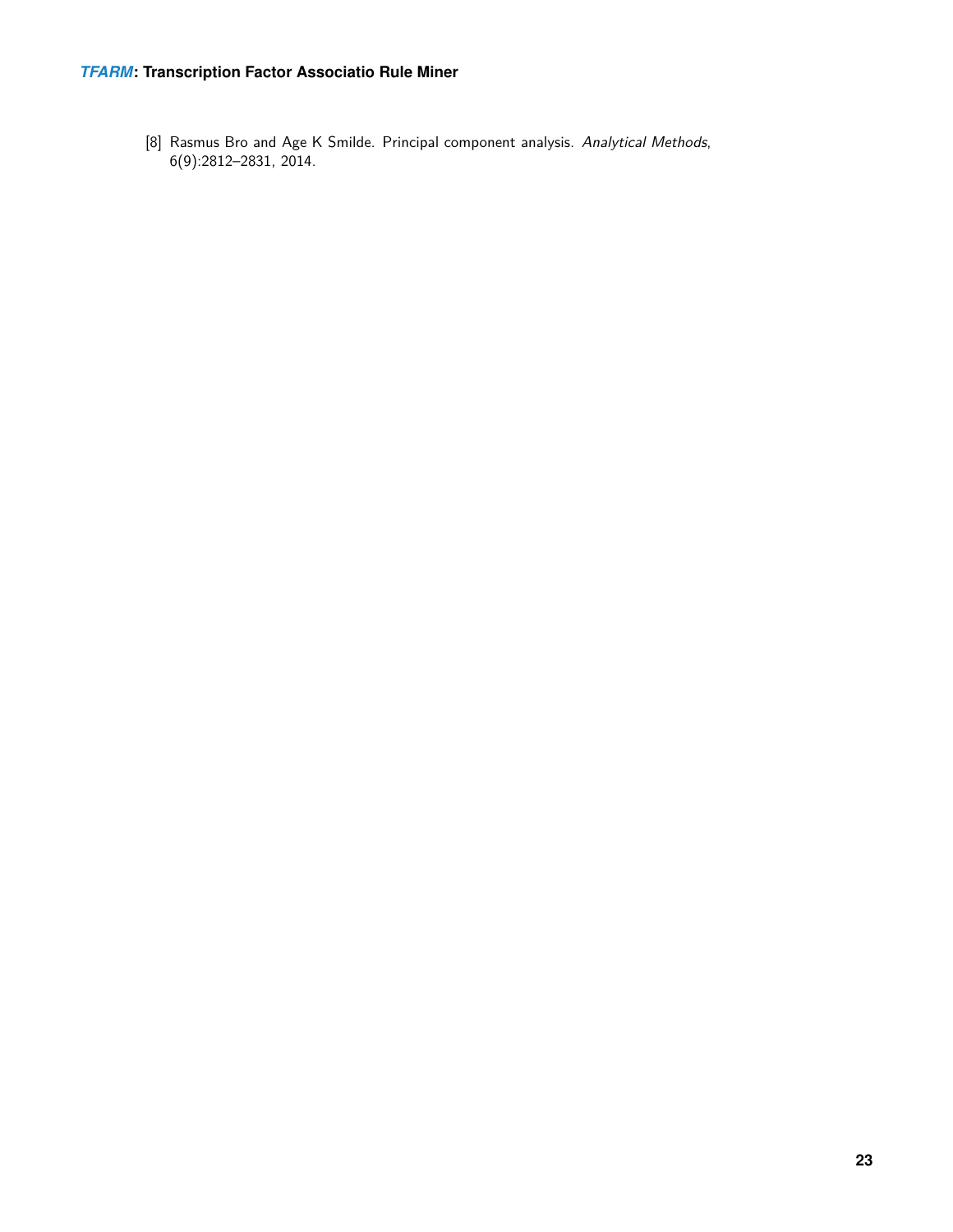[8] Rasmus Bro and Age K Smilde. Principal component analysis. *Analytical Methods*, 6(9):2812–2831, 2014.